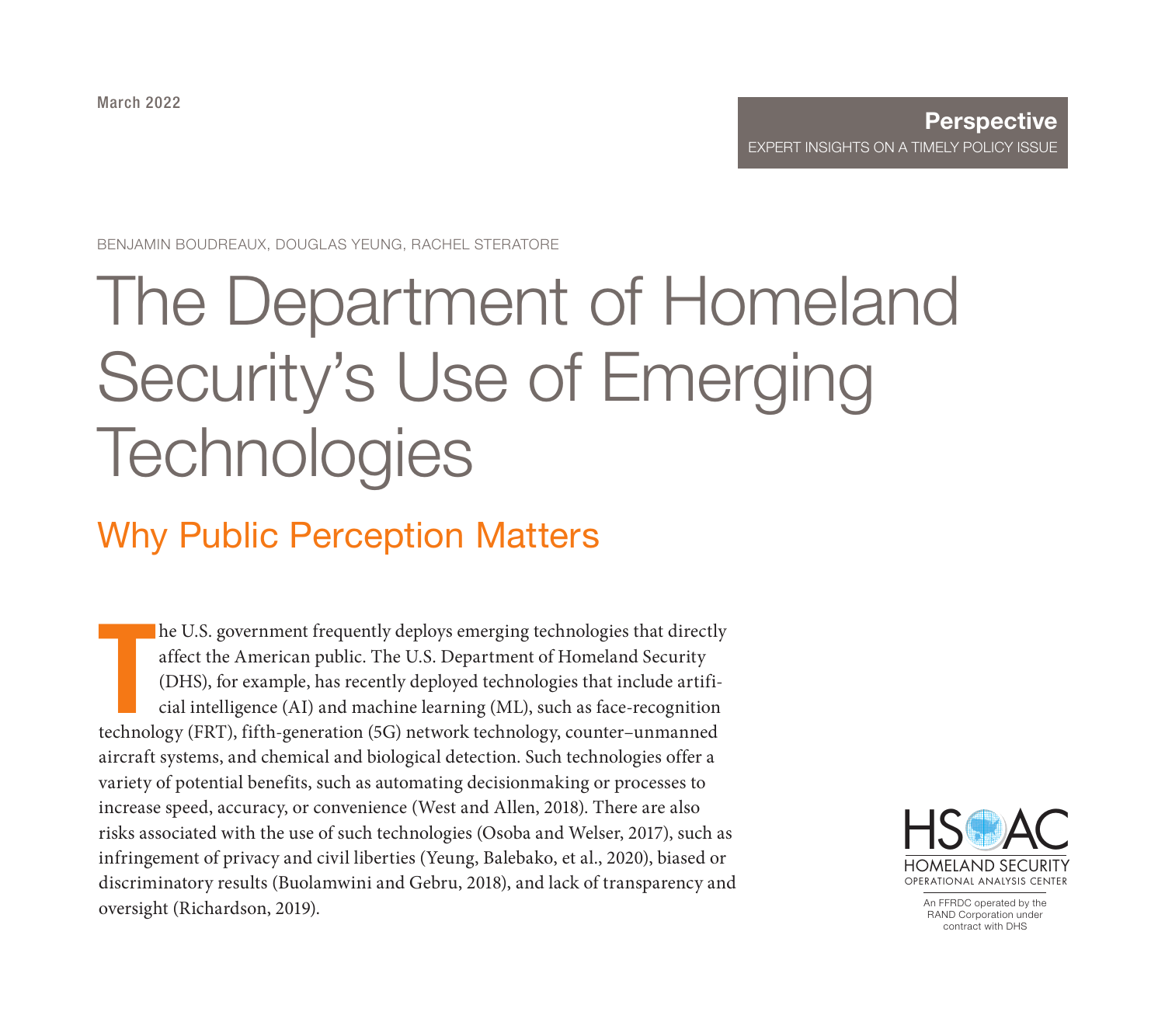March 2022

**Perspective**
EXPERT INSIGHTS ON A TIMELY POLICY ISSUE

BENJAMIN BOUDREAUX, DOUGLAS YEUNG, RACHEL STERATORE

# The Department of Homeland Security's Use of Emerging Technologies

## Why Public Perception Matters

The U.S. government frequently deploys emerging technologies that directly affect the American public. The U.S. Department of Homeland Security (DHS), for example, has recently deployed technologies that include artificial intelligence (AI) and machine learning (ML), such as face-recognition technology (FRT), fifth-generation (5G) network technology, counter–unmanned aircraft systems, and chemical and biological detection. Such technologies offer a variety of potential benefits, such as automating decisionmaking or processes to increase speed, accuracy, or convenience (West and Allen, 2018). There are also risks associated with the use of such technologies (Osoba and Welser, 2017), such as infringement of privacy and civil liberties (Yeung, Balebako, et al., 2020), biased or discriminatory results (Buolamwini and Gebru, 2018), and lack of transparency and oversight (Richardson, 2019).

HSOAC
HOMELAND SECURITY OPERATIONAL ANALYSIS CENTER
An FFRDC operated by the RAND Corporation under contract with DHS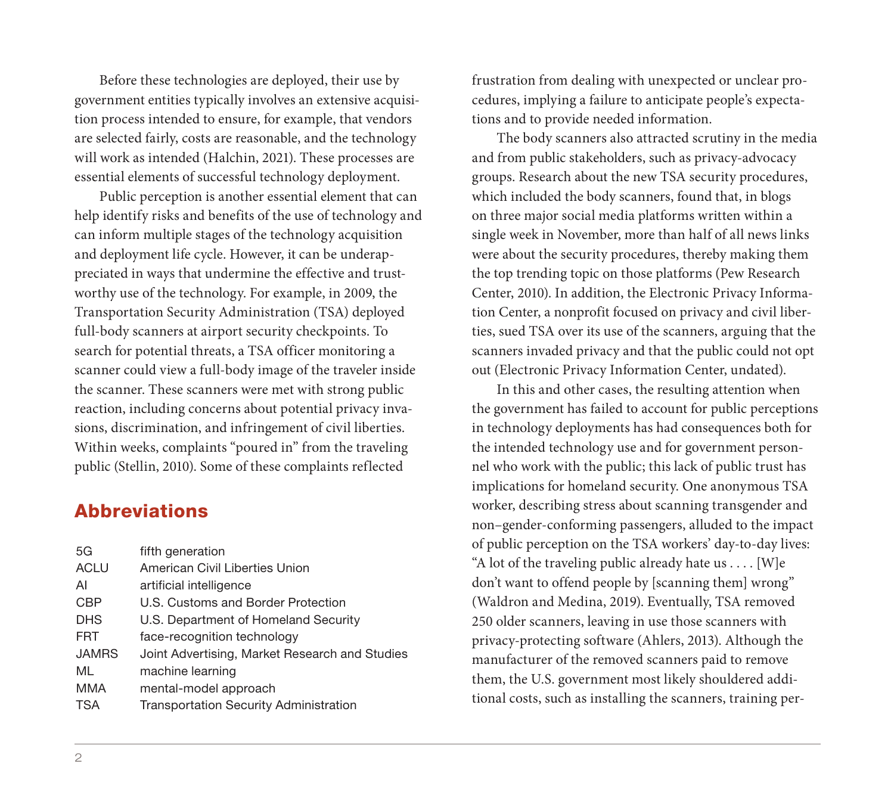Before these technologies are deployed, their use by government entities typically involves an extensive acquisition process intended to ensure, for example, that vendors are selected fairly, costs are reasonable, and the technology will work as intended (Halchin, 2021). These processes are essential elements of successful technology deployment.

Public perception is another essential element that can help identify risks and benefits of the use of technology and can inform multiple stages of the technology acquisition and deployment life cycle. However, it can be underappreciated in ways that undermine the effective and trustworthy use of the technology. For example, in 2009, the Transportation Security Administration (TSA) deployed full-body scanners at airport security checkpoints. To search for potential threats, a TSA officer monitoring a scanner could view a full-body image of the traveler inside the scanner. These scanners were met with strong public reaction, including concerns about potential privacy invasions, discrimination, and infringement of civil liberties. Within weeks, complaints "poured in" from the traveling public (Stellin, 2010). Some of these complaints reflected frustration from dealing with unexpected or unclear procedures, implying a failure to anticipate people's expectations and to provide needed information.

The body scanners also attracted scrutiny in the media and from public stakeholders, such as privacy-advocacy groups. Research about the new TSA security procedures, which included the body scanners, found that, in blogs on three major social media platforms written within a single week in November, more than half of all news links were about the security procedures, thereby making them the top trending topic on those platforms (Pew Research Center, 2010). In addition, the Electronic Privacy Information Center, a nonprofit focused on privacy and civil liberties, sued TSA over its use of the scanners, arguing that the scanners invaded privacy and that the public could not opt out (Electronic Privacy Information Center, undated).

In this and other cases, the resulting attention when the government has failed to account for public perceptions in technology deployments has had consequences both for the intended technology use and for government personnel who work with the public; this lack of public trust has implications for homeland security. One anonymous TSA worker, describing stress about scanning transgender and non–gender-conforming passengers, alluded to the impact of public perception on the TSA workers' day-to-day lives: "A lot of the traveling public already hate us . . . . [W]e don't want to offend people by [scanning them] wrong" (Waldron and Medina, 2019). Eventually, TSA removed 250 older scanners, leaving in use those scanners with privacy-protecting software (Ahlers, 2013). Although the manufacturer of the removed scanners paid to remove them, the U.S. government most likely shouldered additional costs, such as installing the scanners, training per-

## Abbreviations

| | |
|---|---|
| 5G | fifth generation |
| ACLU | American Civil Liberties Union |
| AI | artificial intelligence |
| CBP | U.S. Customs and Border Protection |
| DHS | U.S. Department of Homeland Security |
| FRT | face-recognition technology |
| JAMRS | Joint Advertising, Market Research and Studies |
| ML | machine learning |
| MMA | mental-model approach |
| TSA | Transportation Security Administration |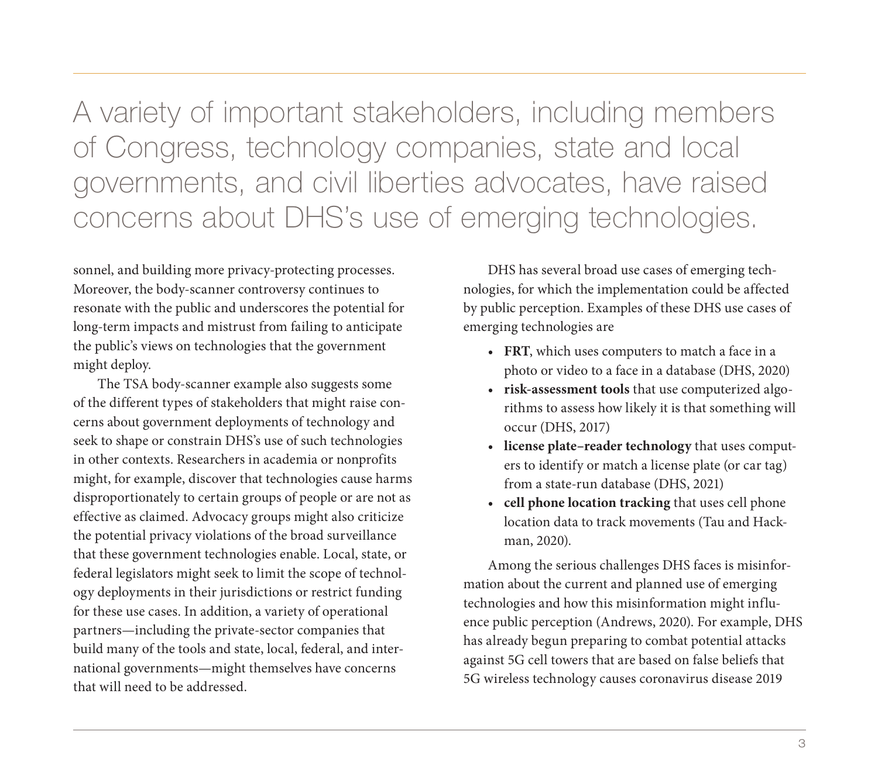> A variety of important stakeholders, including members of Congress, technology companies, state and local governments, and civil liberties advocates, have raised concerns about DHS's use of emerging technologies.

sonnel, and building more privacy-protecting processes. Moreover, the body-scanner controversy continues to resonate with the public and underscores the potential for long-term impacts and mistrust from failing to anticipate the public's views on technologies that the government might deploy.

The TSA body-scanner example also suggests some of the different types of stakeholders that might raise concerns about government deployments of technology and seek to shape or constrain DHS's use of such technologies in other contexts. Researchers in academia or nonprofits might, for example, discover that technologies cause harms disproportionately to certain groups of people or are not as effective as claimed. Advocacy groups might also criticize the potential privacy violations of the broad surveillance that these government technologies enable. Local, state, or federal legislators might seek to limit the scope of technology deployments in their jurisdictions or restrict funding for these use cases. In addition, a variety of operational partners—including the private-sector companies that build many of the tools and state, local, federal, and international governments—might themselves have concerns that will need to be addressed.

DHS has several broad use cases of emerging technologies, for which the implementation could be affected by public perception. Examples of these DHS use cases of emerging technologies are

- **FRT**, which uses computers to match a face in a photo or video to a face in a database (DHS, 2020)
- **risk-assessment tools** that use computerized algorithms to assess how likely it is that something will occur (DHS, 2017)
- **license plate–reader technology** that uses computers to identify or match a license plate (or car tag) from a state-run database (DHS, 2021)
- **cell phone location tracking** that uses cell phone location data to track movements (Tau and Hackman, 2020).

Among the serious challenges DHS faces is misinformation about the current and planned use of emerging technologies and how this misinformation might influence public perception (Andrews, 2020). For example, DHS has already begun preparing to combat potential attacks against 5G cell towers that are based on false beliefs that 5G wireless technology causes coronavirus disease 2019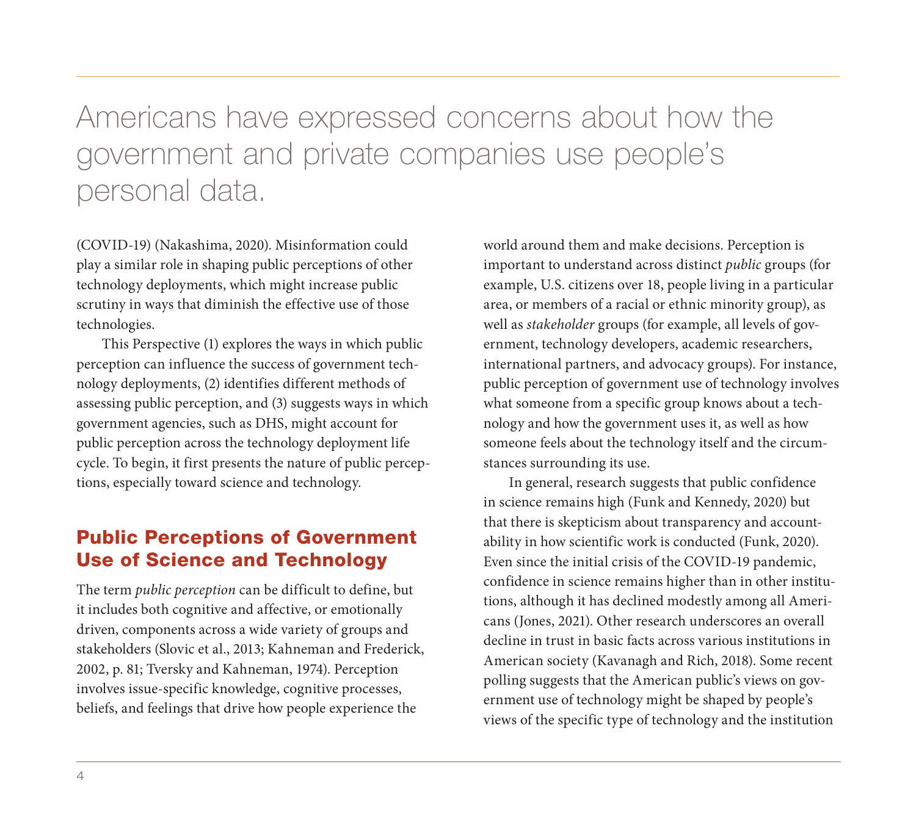> Americans have expressed concerns about how the government and private companies use people's personal data.

(COVID-19) (Nakashima, 2020). Misinformation could play a similar role in shaping public perceptions of other technology deployments, which might increase public scrutiny in ways that diminish the effective use of those technologies.

This Perspective (1) explores the ways in which public perception can influence the success of government technology deployments, (2) identifies different methods of assessing public perception, and (3) suggests ways in which government agencies, such as DHS, might account for public perception across the technology deployment life cycle. To begin, it first presents the nature of public perceptions, especially toward science and technology.

## Public Perceptions of Government Use of Science and Technology

The term *public perception* can be difficult to define, but it includes both cognitive and affective, or emotionally driven, components across a wide variety of groups and stakeholders (Slovic et al., 2013; Kahneman and Frederick, 2002, p. 81; Tversky and Kahneman, 1974). Perception involves issue-specific knowledge, cognitive processes, beliefs, and feelings that drive how people experience the world around them and make decisions. Perception is important to understand across distinct *public* groups (for example, U.S. citizens over 18, people living in a particular area, or members of a racial or ethnic minority group), as well as *stakeholder* groups (for example, all levels of government, technology developers, academic researchers, international partners, and advocacy groups). For instance, public perception of government use of technology involves what someone from a specific group knows about a technology and how the government uses it, as well as how someone feels about the technology itself and the circumstances surrounding its use.

In general, research suggests that public confidence in science remains high (Funk and Kennedy, 2020) but that there is skepticism about transparency and accountability in how scientific work is conducted (Funk, 2020). Even since the initial crisis of the COVID-19 pandemic, confidence in science remains higher than in other institutions, although it has declined modestly among all Americans (Jones, 2021). Other research underscores an overall decline in trust in basic facts across various institutions in American society (Kavanagh and Rich, 2018). Some recent polling suggests that the American public's views on government use of technology might be shaped by people's views of the specific type of technology and the institution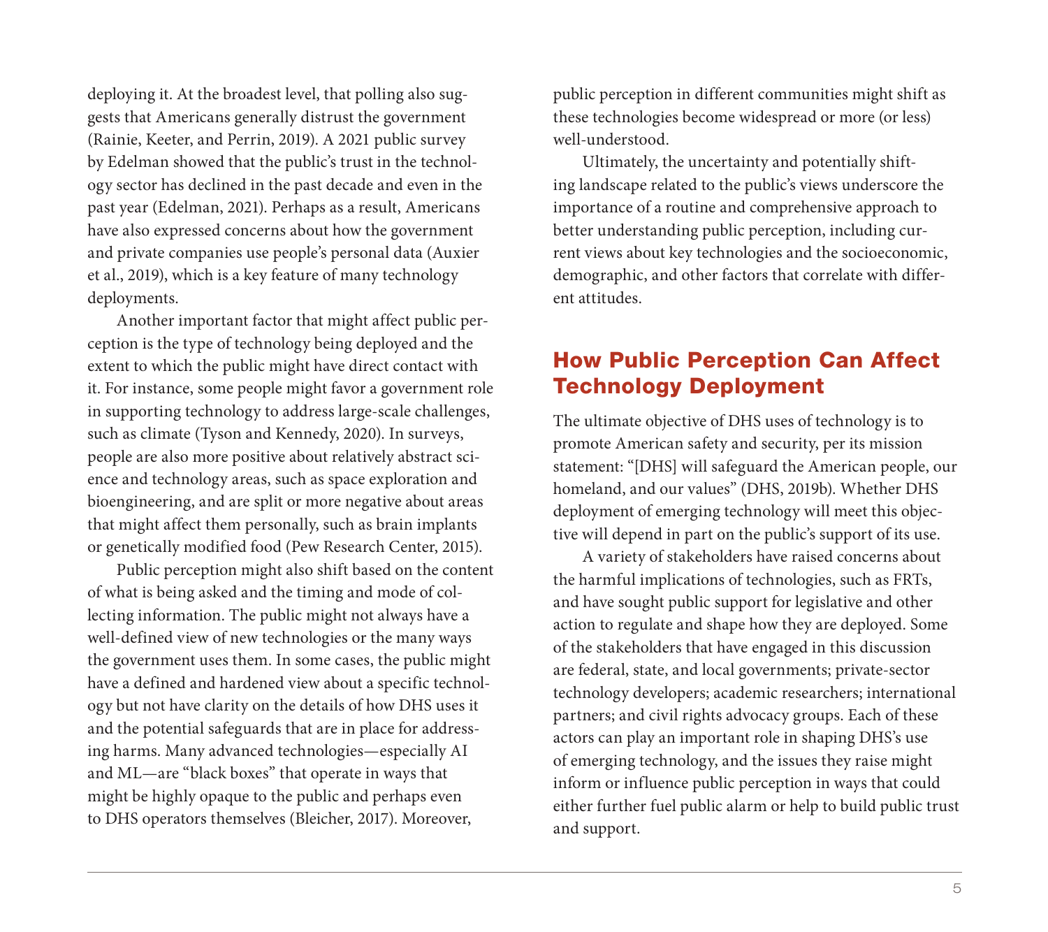deploying it. At the broadest level, that polling also suggests that Americans generally distrust the government (Rainie, Keeter, and Perrin, 2019). A 2021 public survey by Edelman showed that the public's trust in the technology sector has declined in the past decade and even in the past year (Edelman, 2021). Perhaps as a result, Americans have also expressed concerns about how the government and private companies use people's personal data (Auxier et al., 2019), which is a key feature of many technology deployments.

Another important factor that might affect public perception is the type of technology being deployed and the extent to which the public might have direct contact with it. For instance, some people might favor a government role in supporting technology to address large-scale challenges, such as climate (Tyson and Kennedy, 2020). In surveys, people are also more positive about relatively abstract science and technology areas, such as space exploration and bioengineering, and are split or more negative about areas that might affect them personally, such as brain implants or genetically modified food (Pew Research Center, 2015).

Public perception might also shift based on the content of what is being asked and the timing and mode of collecting information. The public might not always have a well-defined view of new technologies or the many ways the government uses them. In some cases, the public might have a defined and hardened view about a specific technology but not have clarity on the details of how DHS uses it and the potential safeguards that are in place for addressing harms. Many advanced technologies—especially AI and ML—are "black boxes" that operate in ways that might be highly opaque to the public and perhaps even to DHS operators themselves (Bleicher, 2017). Moreover, public perception in different communities might shift as these technologies become widespread or more (or less) well-understood.

Ultimately, the uncertainty and potentially shifting landscape related to the public's views underscore the importance of a routine and comprehensive approach to better understanding public perception, including current views about key technologies and the socioeconomic, demographic, and other factors that correlate with different attitudes.

## How Public Perception Can Affect Technology Deployment

The ultimate objective of DHS uses of technology is to promote American safety and security, per its mission statement: "[DHS] will safeguard the American people, our homeland, and our values" (DHS, 2019b). Whether DHS deployment of emerging technology will meet this objective will depend in part on the public's support of its use.

A variety of stakeholders have raised concerns about the harmful implications of technologies, such as FRTs, and have sought public support for legislative and other action to regulate and shape how they are deployed. Some of the stakeholders that have engaged in this discussion are federal, state, and local governments; private-sector technology developers; academic researchers; international partners; and civil rights advocacy groups. Each of these actors can play an important role in shaping DHS's use of emerging technology, and the issues they raise might inform or influence public perception in ways that could either further fuel public alarm or help to build public trust and support.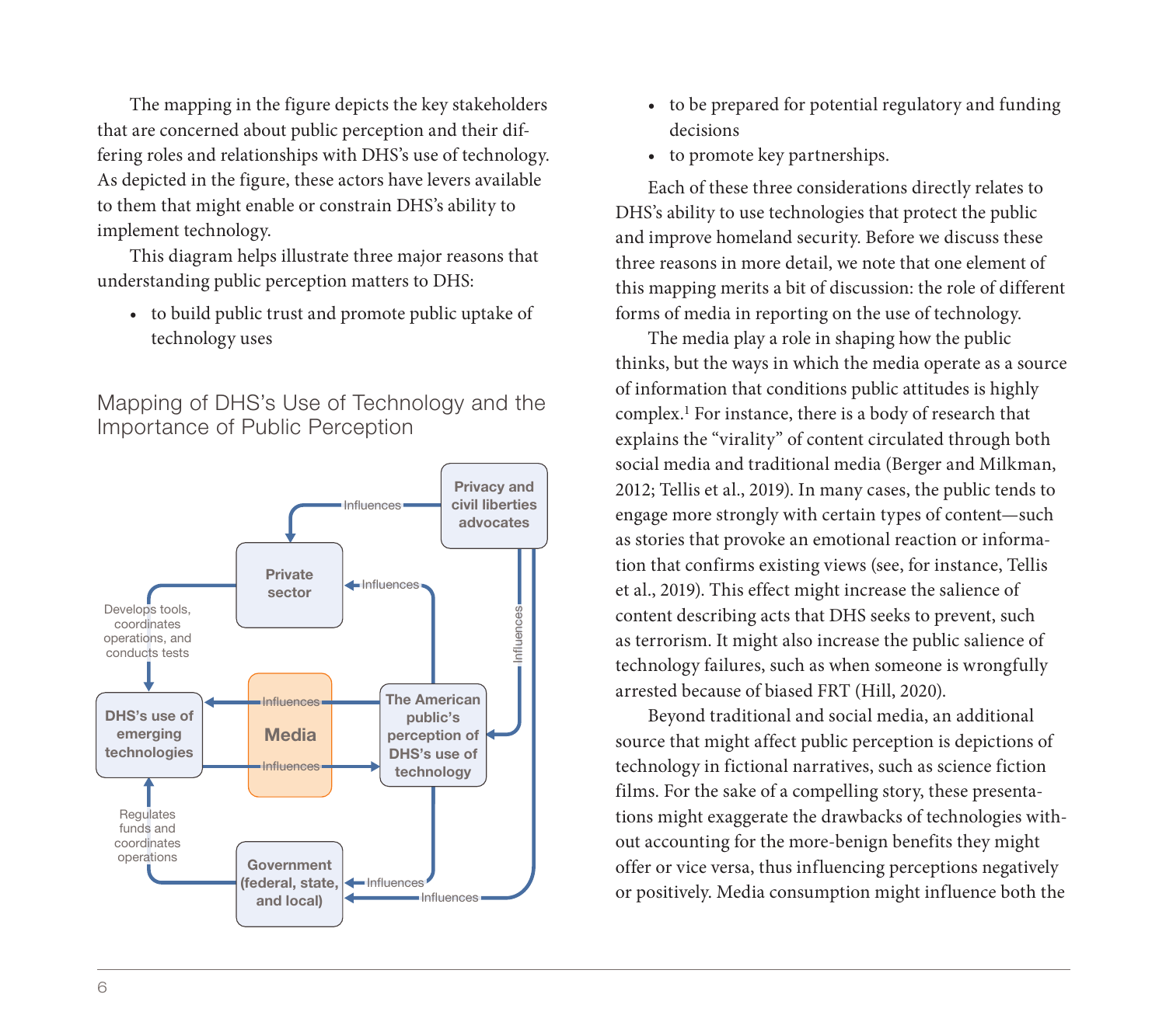The mapping in the figure depicts the key stakeholders that are concerned about public perception and their differing roles and relationships with DHS's use of technology. As depicted in the figure, these actors have levers available to them that might enable or constrain DHS's ability to implement technology.

This diagram helps illustrate three major reasons that understanding public perception matters to DHS:

- to build public trust and promote public uptake of technology uses
- to be prepared for potential regulatory and funding decisions
- to promote key partnerships.

## Mapping of DHS's Use of Technology and the Importance of Public Perception

Privacy and civil liberties advocates — Influences → Private sector

Privacy and civil liberties advocates — Influences → The American public's perception of DHS's use of technology

Privacy and civil liberties advocates — Influences → Government (federal, state, and local)

The American public's perception of DHS's use of technology — Influences → Private sector

The American public's perception of DHS's use of technology — Influences → Government (federal, state, and local)

Private sector — Develops tools, coordinates operations, and conducts tests → DHS's use of emerging technologies

Government (federal, state, and local) — Regulates funds and coordinates operations → DHS's use of emerging technologies

The American public's perception of DHS's use of technology — Influences → Media — Influences → DHS's use of emerging technologies

DHS's use of emerging technologies — Influences → Media — Influences → The American public's perception of DHS's use of technology

Each of these three considerations directly relates to DHS's ability to use technologies that protect the public and improve homeland security. Before we discuss these three reasons in more detail, we note that one element of this mapping merits a bit of discussion: the role of different forms of media in reporting on the use of technology.

The media play a role in shaping how the public thinks, but the ways in which the media operate as a source of information that conditions public attitudes is highly complex.[1] For instance, there is a body of research that explains the "virality" of content circulated through both social media and traditional media (Berger and Milkman, 2012; Tellis et al., 2019). In many cases, the public tends to engage more strongly with certain types of content—such as stories that provoke an emotional reaction or information that confirms existing views (see, for instance, Tellis et al., 2019). This effect might increase the salience of content describing acts that DHS seeks to prevent, such as terrorism. It might also increase the public salience of technology failures, such as when someone is wrongfully arrested because of biased FRT (Hill, 2020).

Beyond traditional and social media, an additional source that might affect public perception is depictions of technology in fictional narratives, such as science fiction films. For the sake of a compelling story, these presentations might exaggerate the drawbacks of technologies without accounting for the more-benign benefits they might offer or vice versa, thus influencing perceptions negatively or positively. Media consumption might influence both the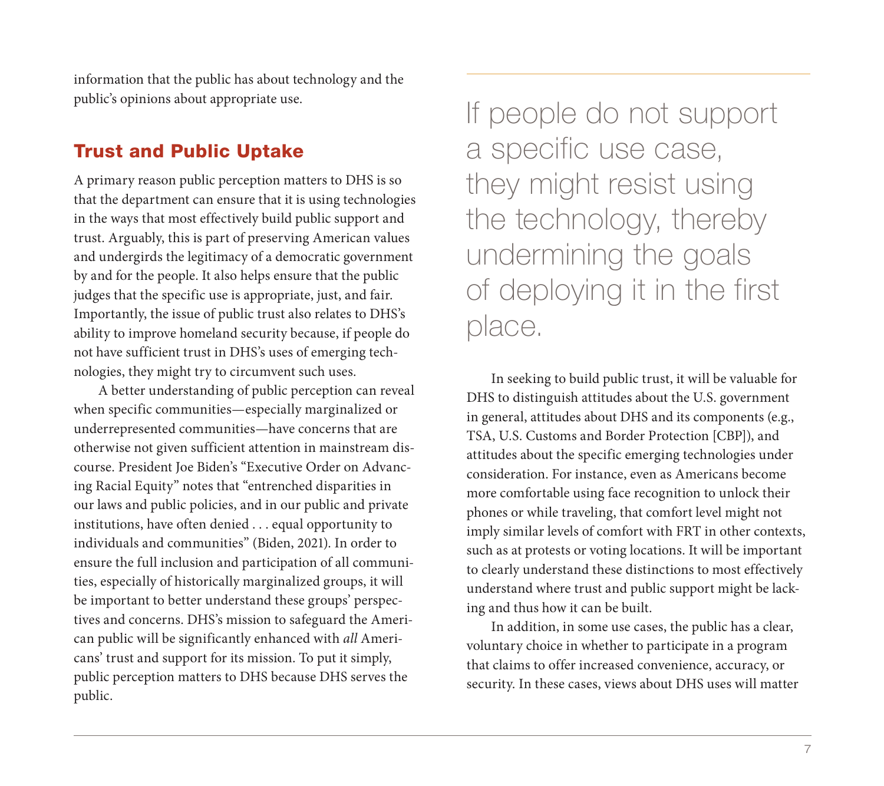information that the public has about technology and the public's opinions about appropriate use.

## Trust and Public Uptake

A primary reason public perception matters to DHS is so that the department can ensure that it is using technologies in the ways that most effectively build public support and trust. Arguably, this is part of preserving American values and undergirds the legitimacy of a democratic government by and for the people. It also helps ensure that the public judges that the specific use is appropriate, just, and fair. Importantly, the issue of public trust also relates to DHS's ability to improve homeland security because, if people do not have sufficient trust in DHS's uses of emerging technologies, they might try to circumvent such uses.

A better understanding of public perception can reveal when specific communities—especially marginalized or underrepresented communities—have concerns that are otherwise not given sufficient attention in mainstream discourse. President Joe Biden's "Executive Order on Advancing Racial Equity" notes that "entrenched disparities in our laws and public policies, and in our public and private institutions, have often denied . . . equal opportunity to individuals and communities" (Biden, 2021). In order to ensure the full inclusion and participation of all communities, especially of historically marginalized groups, it will be important to better understand these groups' perspectives and concerns. DHS's mission to safeguard the American public will be significantly enhanced with *all* Americans' trust and support for its mission. To put it simply, public perception matters to DHS because DHS serves the public.

> If people do not support a specific use case, they might resist using the technology, thereby undermining the goals of deploying it in the first place.

In seeking to build public trust, it will be valuable for DHS to distinguish attitudes about the U.S. government in general, attitudes about DHS and its components (e.g., TSA, U.S. Customs and Border Protection [CBP]), and attitudes about the specific emerging technologies under consideration. For instance, even as Americans become more comfortable using face recognition to unlock their phones or while traveling, that comfort level might not imply similar levels of comfort with FRT in other contexts, such as at protests or voting locations. It will be important to clearly understand these distinctions to most effectively understand where trust and public support might be lacking and thus how it can be built.

In addition, in some use cases, the public has a clear, voluntary choice in whether to participate in a program that claims to offer increased convenience, accuracy, or security. In these cases, views about DHS uses will matter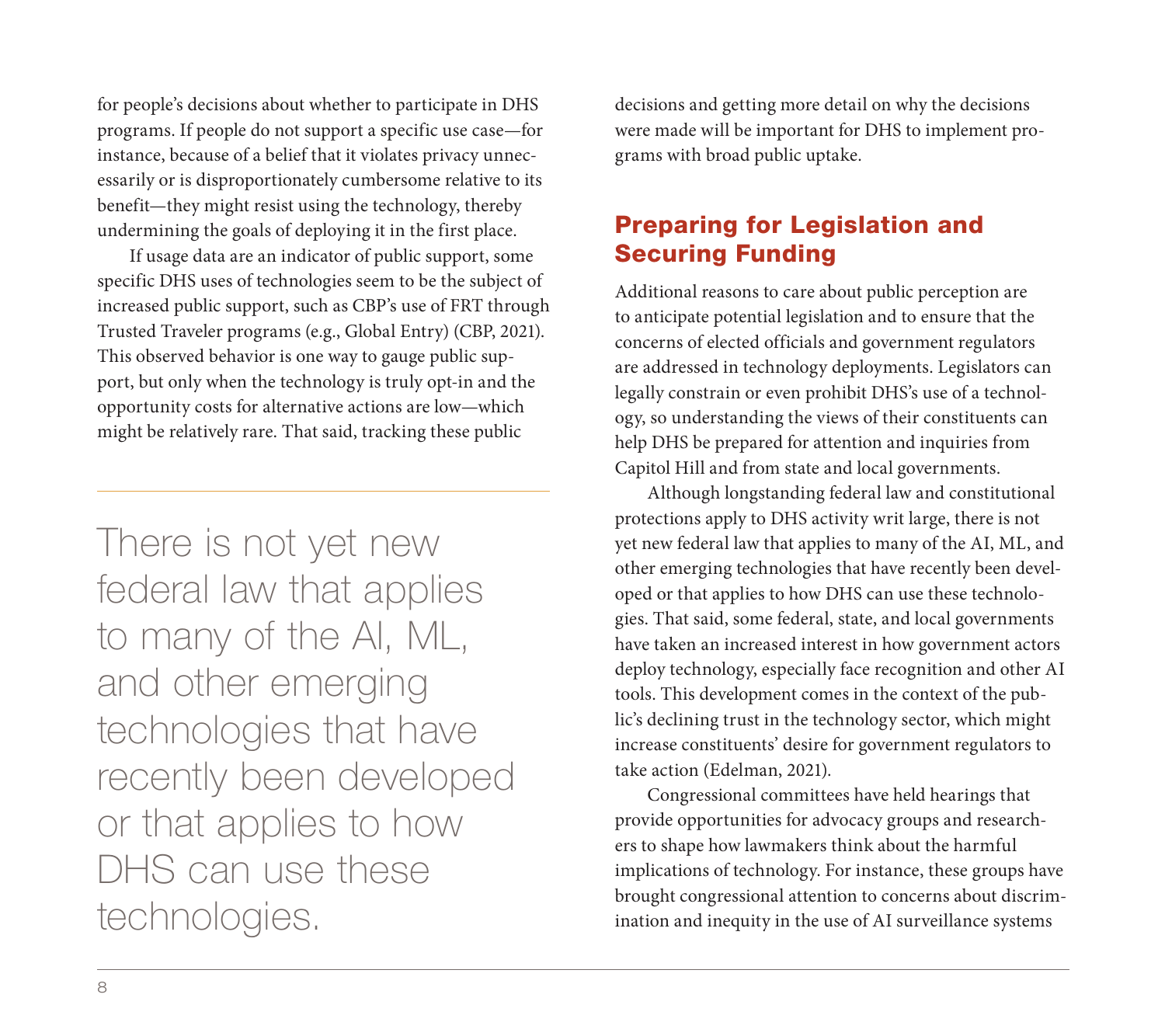for people's decisions about whether to participate in DHS programs. If people do not support a specific use case—for instance, because of a belief that it violates privacy unnecessarily or is disproportionately cumbersome relative to its benefit—they might resist using the technology, thereby undermining the goals of deploying it in the first place.

If usage data are an indicator of public support, some specific DHS uses of technologies seem to be the subject of increased public support, such as CBP's use of FRT through Trusted Traveler programs (e.g., Global Entry) (CBP, 2021). This observed behavior is one way to gauge public support, but only when the technology is truly opt-in and the opportunity costs for alternative actions are low—which might be relatively rare. That said, tracking these public decisions and getting more detail on why the decisions were made will be important for DHS to implement programs with broad public uptake.

> There is not yet new federal law that applies to many of the AI, ML, and other emerging technologies that have recently been developed or that applies to how DHS can use these technologies.

## Preparing for Legislation and Securing Funding

Additional reasons to care about public perception are to anticipate potential legislation and to ensure that the concerns of elected officials and government regulators are addressed in technology deployments. Legislators can legally constrain or even prohibit DHS's use of a technology, so understanding the views of their constituents can help DHS be prepared for attention and inquiries from Capitol Hill and from state and local governments.

Although longstanding federal law and constitutional protections apply to DHS activity writ large, there is not yet new federal law that applies to many of the AI, ML, and other emerging technologies that have recently been developed or that applies to how DHS can use these technologies. That said, some federal, state, and local governments have taken an increased interest in how government actors deploy technology, especially face recognition and other AI tools. This development comes in the context of the public's declining trust in the technology sector, which might increase constituents' desire for government regulators to take action (Edelman, 2021).

Congressional committees have held hearings that provide opportunities for advocacy groups and researchers to shape how lawmakers think about the harmful implications of technology. For instance, these groups have brought congressional attention to concerns about discrimination and inequity in the use of AI surveillance systems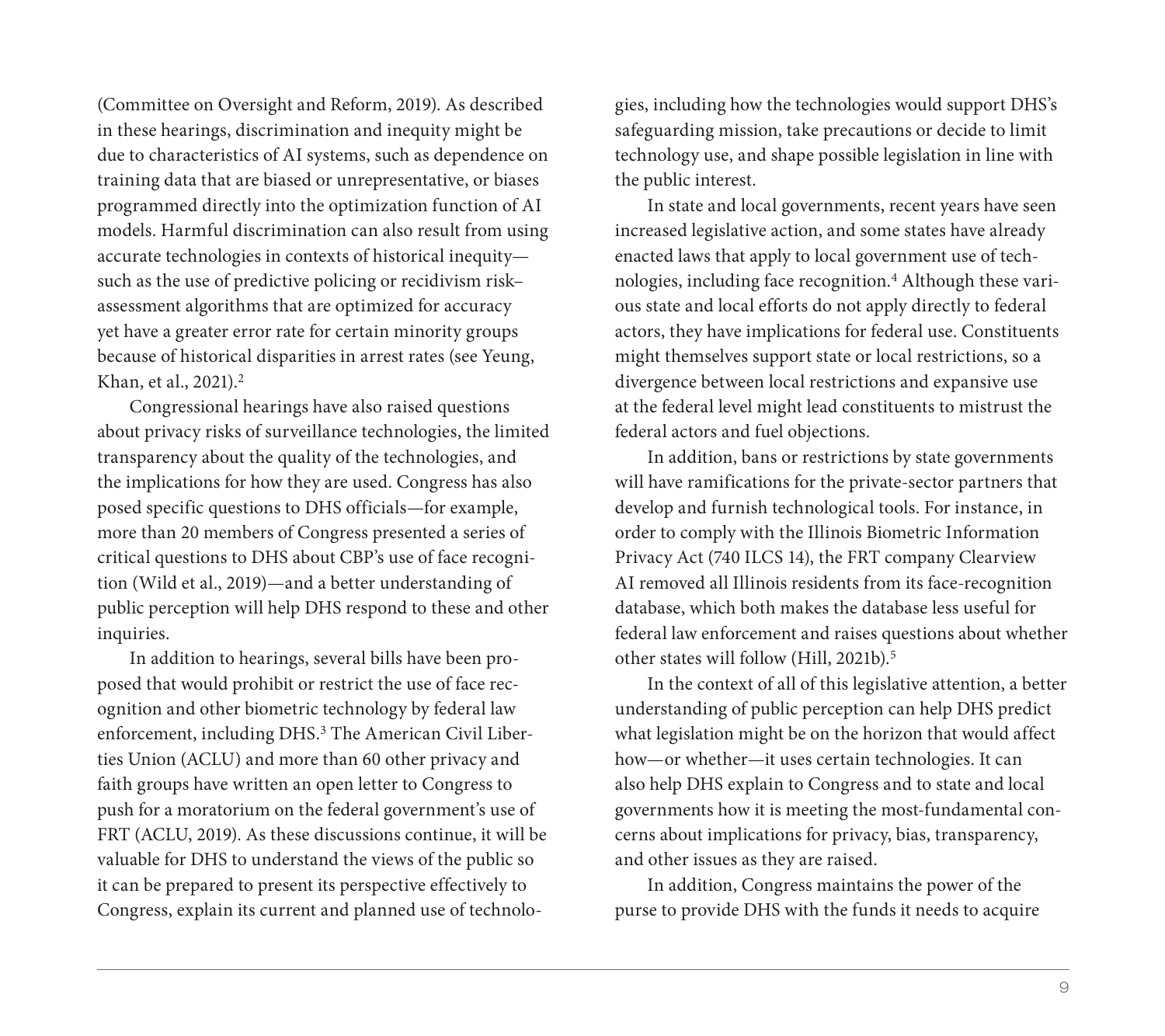(Committee on Oversight and Reform, 2019). As described in these hearings, discrimination and inequity might be due to characteristics of AI systems, such as dependence on training data that are biased or unrepresentative, or biases programmed directly into the optimization function of AI models. Harmful discrimination can also result from using accurate technologies in contexts of historical inequity—such as the use of predictive policing or recidivism risk–assessment algorithms that are optimized for accuracy yet have a greater error rate for certain minority groups because of historical disparities in arrest rates (see Yeung, Khan, et al., 2021).[2]

Congressional hearings have also raised questions about privacy risks of surveillance technologies, the limited transparency about the quality of the technologies, and the implications for how they are used. Congress has also posed specific questions to DHS officials—for example, more than 20 members of Congress presented a series of critical questions to DHS about CBP's use of face recognition (Wild et al., 2019)—and a better understanding of public perception will help DHS respond to these and other inquiries.

In addition to hearings, several bills have been proposed that would prohibit or restrict the use of face recognition and other biometric technology by federal law enforcement, including DHS.[3] The American Civil Liberties Union (ACLU) and more than 60 other privacy and faith groups have written an open letter to Congress to push for a moratorium on the federal government's use of FRT (ACLU, 2019). As these discussions continue, it will be valuable for DHS to understand the views of the public so it can be prepared to present its perspective effectively to Congress, explain its current and planned use of technologies, including how the technologies would support DHS's safeguarding mission, take precautions or decide to limit technology use, and shape possible legislation in line with the public interest.

In state and local governments, recent years have seen increased legislative action, and some states have already enacted laws that apply to local government use of technologies, including face recognition.[4] Although these various state and local efforts do not apply directly to federal actors, they have implications for federal use. Constituents might themselves support state or local restrictions, so a divergence between local restrictions and expansive use at the federal level might lead constituents to mistrust the federal actors and fuel objections.

In addition, bans or restrictions by state governments will have ramifications for the private-sector partners that develop and furnish technological tools. For instance, in order to comply with the Illinois Biometric Information Privacy Act (740 ILCS 14), the FRT company Clearview AI removed all Illinois residents from its face-recognition database, which both makes the database less useful for federal law enforcement and raises questions about whether other states will follow (Hill, 2021b).[5]

In the context of all of this legislative attention, a better understanding of public perception can help DHS predict what legislation might be on the horizon that would affect how—or whether—it uses certain technologies. It can also help DHS explain to Congress and to state and local governments how it is meeting the most-fundamental concerns about implications for privacy, bias, transparency, and other issues as they are raised.

In addition, Congress maintains the power of the purse to provide DHS with the funds it needs to acquire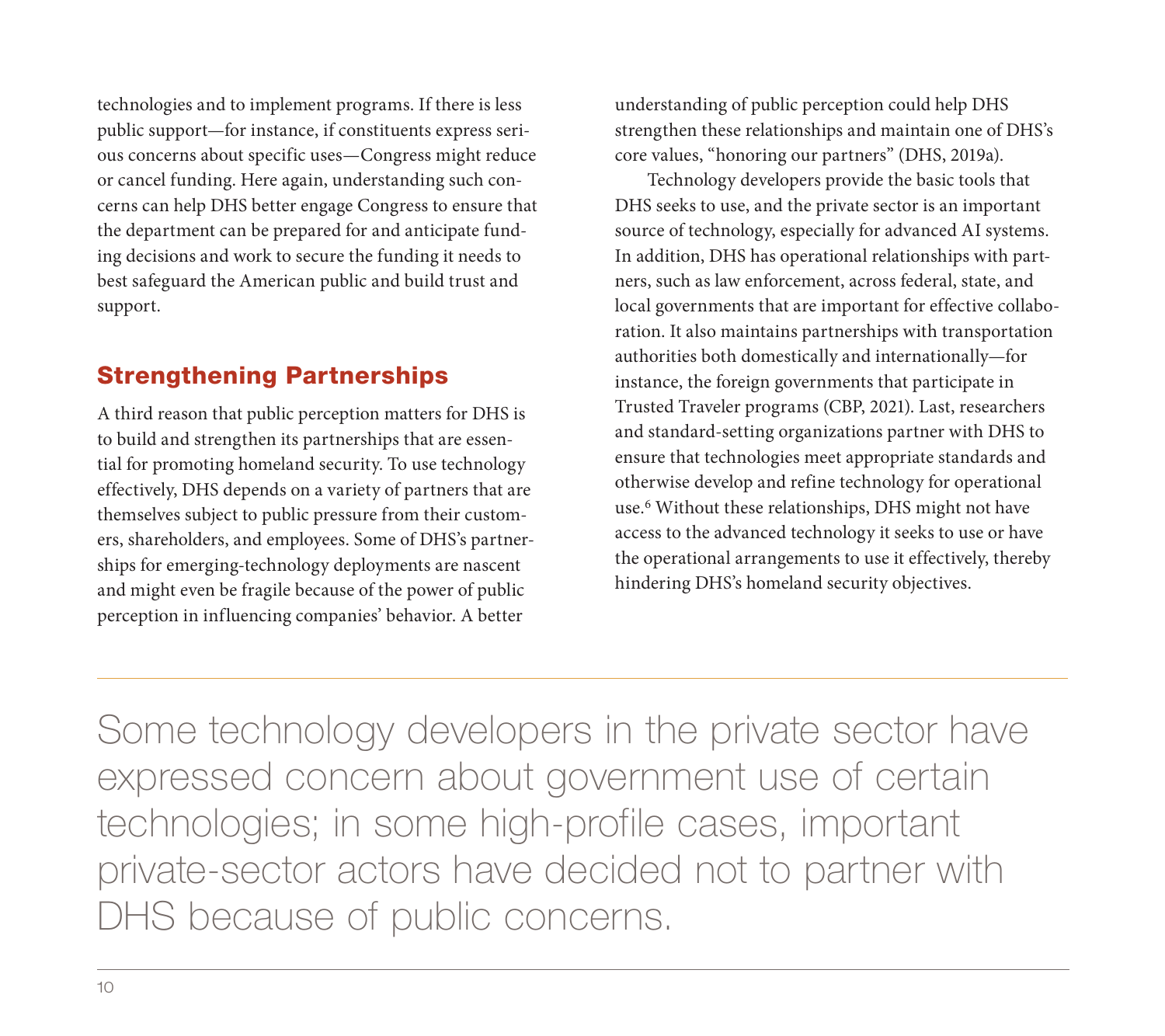technologies and to implement programs. If there is less public support—for instance, if constituents express serious concerns about specific uses—Congress might reduce or cancel funding. Here again, understanding such concerns can help DHS better engage Congress to ensure that the department can be prepared for and anticipate funding decisions and work to secure the funding it needs to best safeguard the American public and build trust and support.

## Strengthening Partnerships

A third reason that public perception matters for DHS is to build and strengthen its partnerships that are essential for promoting homeland security. To use technology effectively, DHS depends on a variety of partners that are themselves subject to public pressure from their customers, shareholders, and employees. Some of DHS's partnerships for emerging-technology deployments are nascent and might even be fragile because of the power of public perception in influencing companies' behavior. A better understanding of public perception could help DHS strengthen these relationships and maintain one of DHS's core values, "honoring our partners" (DHS, 2019a).

Technology developers provide the basic tools that DHS seeks to use, and the private sector is an important source of technology, especially for advanced AI systems. In addition, DHS has operational relationships with partners, such as law enforcement, across federal, state, and local governments that are important for effective collaboration. It also maintains partnerships with transportation authorities both domestically and internationally—for instance, the foreign governments that participate in Trusted Traveler programs (CBP, 2021). Last, researchers and standard-setting organizations partner with DHS to ensure that technologies meet appropriate standards and otherwise develop and refine technology for operational use.[6] Without these relationships, DHS might not have access to the advanced technology it seeks to use or have the operational arrangements to use it effectively, thereby hindering DHS's homeland security objectives.

> Some technology developers in the private sector have expressed concern about government use of certain technologies; in some high-profile cases, important private-sector actors have decided not to partner with DHS because of public concerns.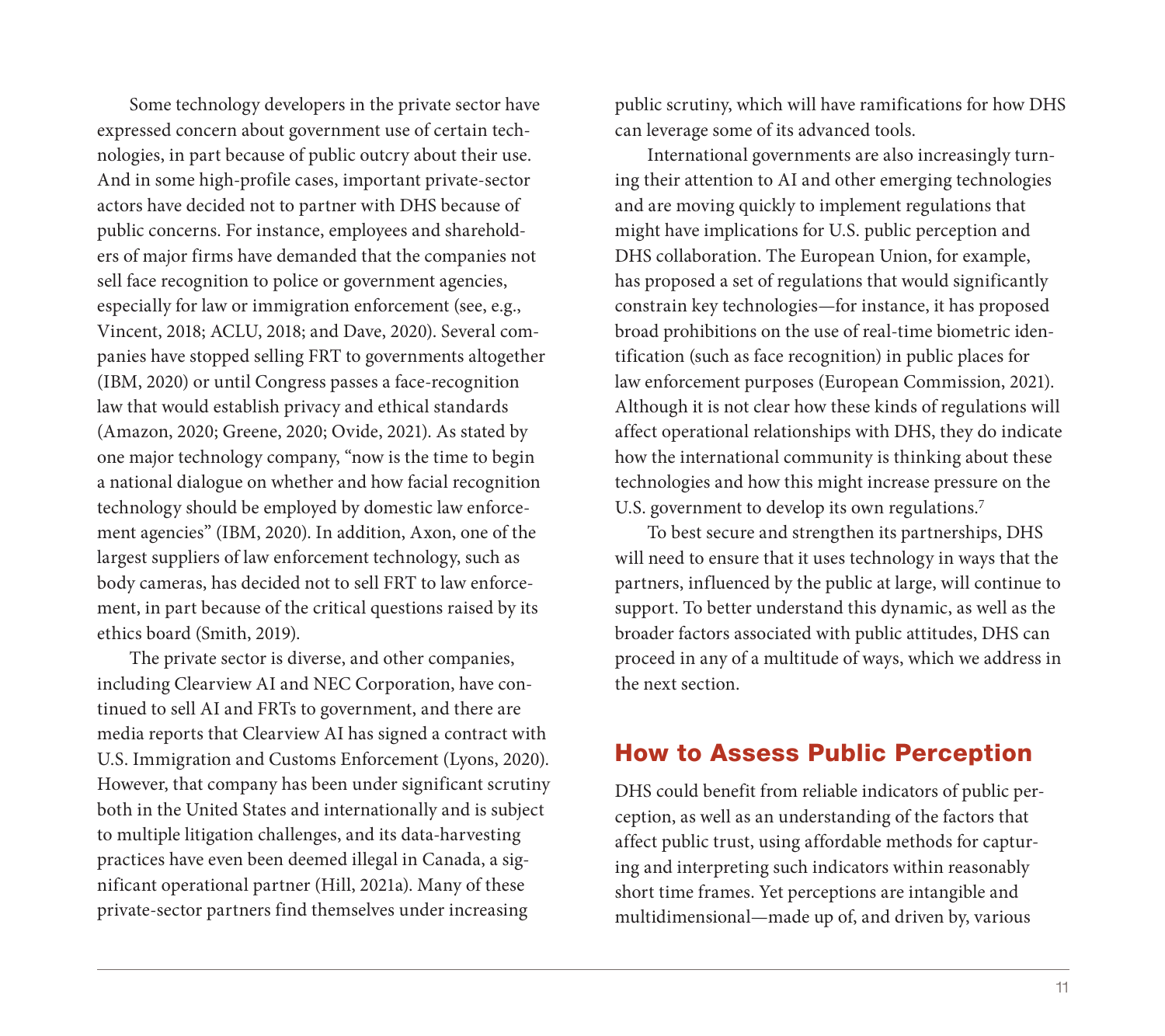Some technology developers in the private sector have expressed concern about government use of certain technologies, in part because of public outcry about their use. And in some high-profile cases, important private-sector actors have decided not to partner with DHS because of public concerns. For instance, employees and shareholders of major firms have demanded that the companies not sell face recognition to police or government agencies, especially for law or immigration enforcement (see, e.g., Vincent, 2018; ACLU, 2018; and Dave, 2020). Several companies have stopped selling FRT to governments altogether (IBM, 2020) or until Congress passes a face-recognition law that would establish privacy and ethical standards (Amazon, 2020; Greene, 2020; Ovide, 2021). As stated by one major technology company, "now is the time to begin a national dialogue on whether and how facial recognition technology should be employed by domestic law enforcement agencies" (IBM, 2020). In addition, Axon, one of the largest suppliers of law enforcement technology, such as body cameras, has decided not to sell FRT to law enforcement, in part because of the critical questions raised by its ethics board (Smith, 2019).

The private sector is diverse, and other companies, including Clearview AI and NEC Corporation, have continued to sell AI and FRTs to government, and there are media reports that Clearview AI has signed a contract with U.S. Immigration and Customs Enforcement (Lyons, 2020). However, that company has been under significant scrutiny both in the United States and internationally and is subject to multiple litigation challenges, and its data-harvesting practices have even been deemed illegal in Canada, a significant operational partner (Hill, 2021a). Many of these private-sector partners find themselves under increasing public scrutiny, which will have ramifications for how DHS can leverage some of its advanced tools.

International governments are also increasingly turning their attention to AI and other emerging technologies and are moving quickly to implement regulations that might have implications for U.S. public perception and DHS collaboration. The European Union, for example, has proposed a set of regulations that would significantly constrain key technologies—for instance, it has proposed broad prohibitions on the use of real-time biometric identification (such as face recognition) in public places for law enforcement purposes (European Commission, 2021). Although it is not clear how these kinds of regulations will affect operational relationships with DHS, they do indicate how the international community is thinking about these technologies and how this might increase pressure on the U.S. government to develop its own regulations.[7]

To best secure and strengthen its partnerships, DHS will need to ensure that it uses technology in ways that the partners, influenced by the public at large, will continue to support. To better understand this dynamic, as well as the broader factors associated with public attitudes, DHS can proceed in any of a multitude of ways, which we address in the next section.

## How to Assess Public Perception

DHS could benefit from reliable indicators of public perception, as well as an understanding of the factors that affect public trust, using affordable methods for capturing and interpreting such indicators within reasonably short time frames. Yet perceptions are intangible and multidimensional—made up of, and driven by, various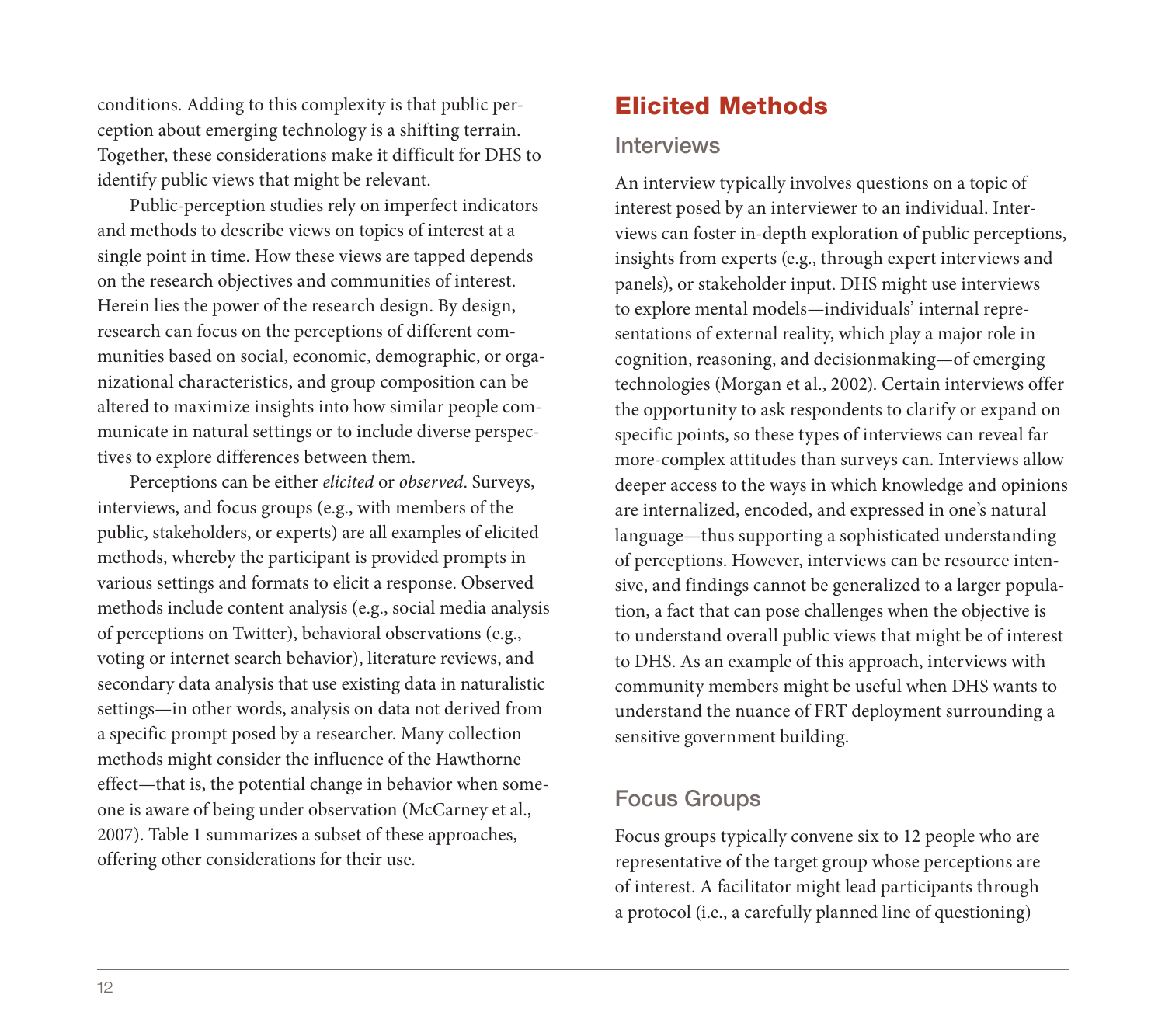conditions. Adding to this complexity is that public perception about emerging technology is a shifting terrain. Together, these considerations make it difficult for DHS to identify public views that might be relevant.

Public-perception studies rely on imperfect indicators and methods to describe views on topics of interest at a single point in time. How these views are tapped depends on the research objectives and communities of interest. Herein lies the power of the research design. By design, research can focus on the perceptions of different communities based on social, economic, demographic, or organizational characteristics, and group composition can be altered to maximize insights into how similar people communicate in natural settings or to include diverse perspectives to explore differences between them.

Perceptions can be either *elicited* or *observed*. Surveys, interviews, and focus groups (e.g., with members of the public, stakeholders, or experts) are all examples of elicited methods, whereby the participant is provided prompts in various settings and formats to elicit a response. Observed methods include content analysis (e.g., social media analysis of perceptions on Twitter), behavioral observations (e.g., voting or internet search behavior), literature reviews, and secondary data analysis that use existing data in naturalistic settings—in other words, analysis on data not derived from a specific prompt posed by a researcher. Many collection methods might consider the influence of the Hawthorne effect—that is, the potential change in behavior when someone is aware of being under observation (McCarney et al., 2007). Table 1 summarizes a subset of these approaches, offering other considerations for their use.

## Elicited Methods

### Interviews

An interview typically involves questions on a topic of interest posed by an interviewer to an individual. Interviews can foster in-depth exploration of public perceptions, insights from experts (e.g., through expert interviews and panels), or stakeholder input. DHS might use interviews to explore mental models—individuals' internal representations of external reality, which play a major role in cognition, reasoning, and decisionmaking—of emerging technologies (Morgan et al., 2002). Certain interviews offer the opportunity to ask respondents to clarify or expand on specific points, so these types of interviews can reveal far more-complex attitudes than surveys can. Interviews allow deeper access to the ways in which knowledge and opinions are internalized, encoded, and expressed in one's natural language—thus supporting a sophisticated understanding of perceptions. However, interviews can be resource intensive, and findings cannot be generalized to a larger population, a fact that can pose challenges when the objective is to understand overall public views that might be of interest to DHS. As an example of this approach, interviews with community members might be useful when DHS wants to understand the nuance of FRT deployment surrounding a sensitive government building.

### Focus Groups

Focus groups typically convene six to 12 people who are representative of the target group whose perceptions are of interest. A facilitator might lead participants through a protocol (i.e., a carefully planned line of questioning)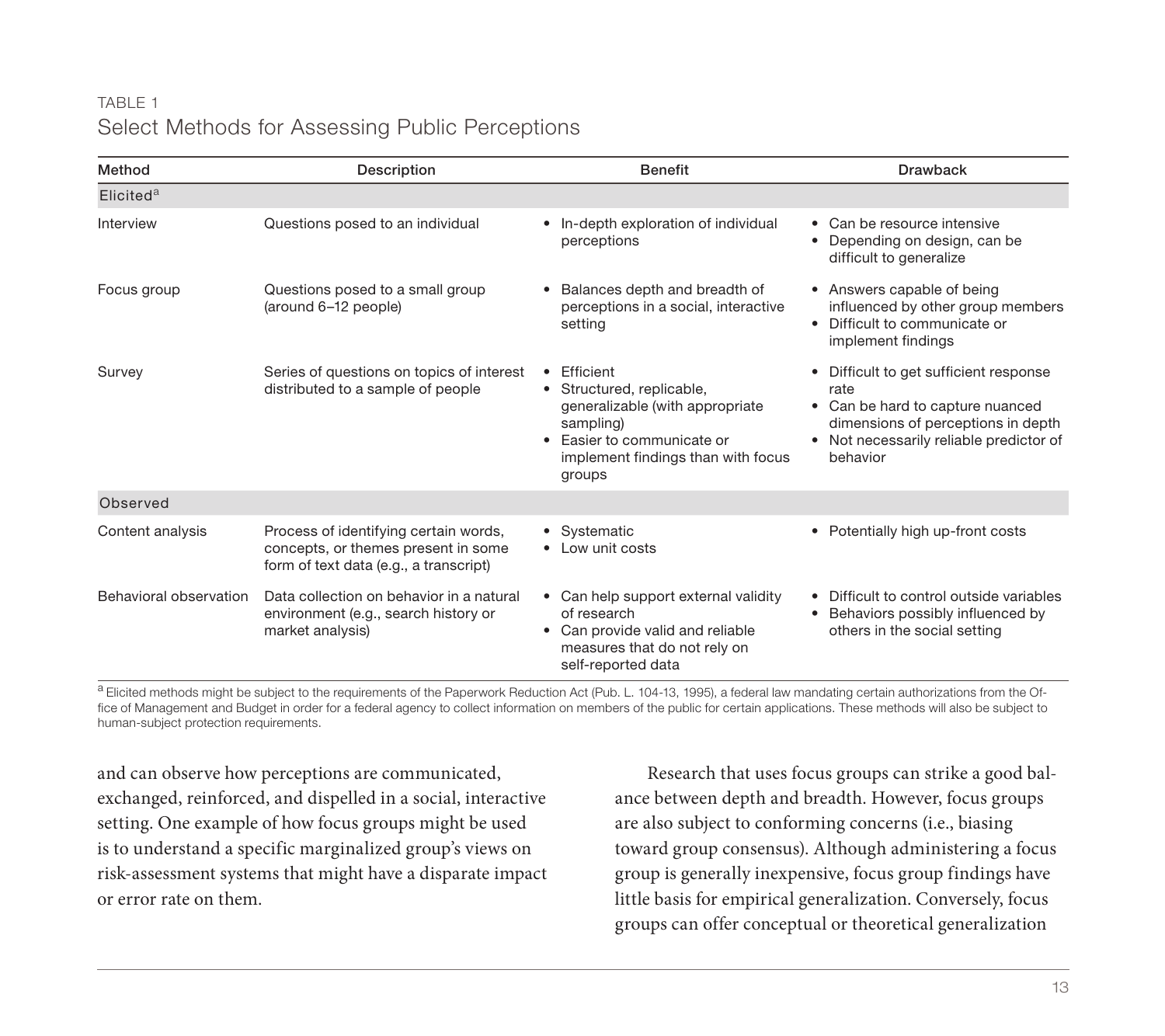TABLE 1
Select Methods for Assessing Public Perceptions

| Method | Description | Benefit | Drawback |
|---|---|---|---|
| **Elicited**[a] | | | |
| Interview | Questions posed to an individual | • In-depth exploration of individual perceptions | • Can be resource intensive<br>• Depending on design, can be difficult to generalize |
| Focus group | Questions posed to a small group (around 6–12 people) | • Balances depth and breadth of perceptions in a social, interactive setting | • Answers capable of being influenced by other group members<br>• Difficult to communicate or implement findings |
| Survey | Series of questions on topics of interest distributed to a sample of people | • Efficient<br>• Structured, replicable, generalizable (with appropriate sampling)<br>• Easier to communicate or implement findings than with focus groups | • Difficult to get sufficient response rate<br>• Can be hard to capture nuanced dimensions of perceptions in depth<br>• Not necessarily reliable predictor of behavior |
| **Observed** | | | |
| Content analysis | Process of identifying certain words, concepts, or themes present in some form of text data (e.g., a transcript) | • Systematic<br>• Low unit costs | • Potentially high up-front costs |
| Behavioral observation | Data collection on behavior in a natural environment (e.g., search history or market analysis) | • Can help support external validity of research<br>• Can provide valid and reliable measures that do not rely on self-reported data | • Difficult to control outside variables<br>• Behaviors possibly influenced by others in the social setting |

[a] Elicited methods might be subject to the requirements of the Paperwork Reduction Act (Pub. L. 104-13, 1995), a federal law mandating certain authorizations from the Office of Management and Budget in order for a federal agency to collect information on members of the public for certain applications. These methods will also be subject to human-subject protection requirements.

and can observe how perceptions are communicated, exchanged, reinforced, and dispelled in a social, interactive setting. One example of how focus groups might be used is to understand a specific marginalized group's views on risk-assessment systems that might have a disparate impact or error rate on them.

Research that uses focus groups can strike a good balance between depth and breadth. However, focus groups are also subject to conforming concerns (i.e., biasing toward group consensus). Although administering a focus group is generally inexpensive, focus group findings have little basis for empirical generalization. Conversely, focus groups can offer conceptual or theoretical generalization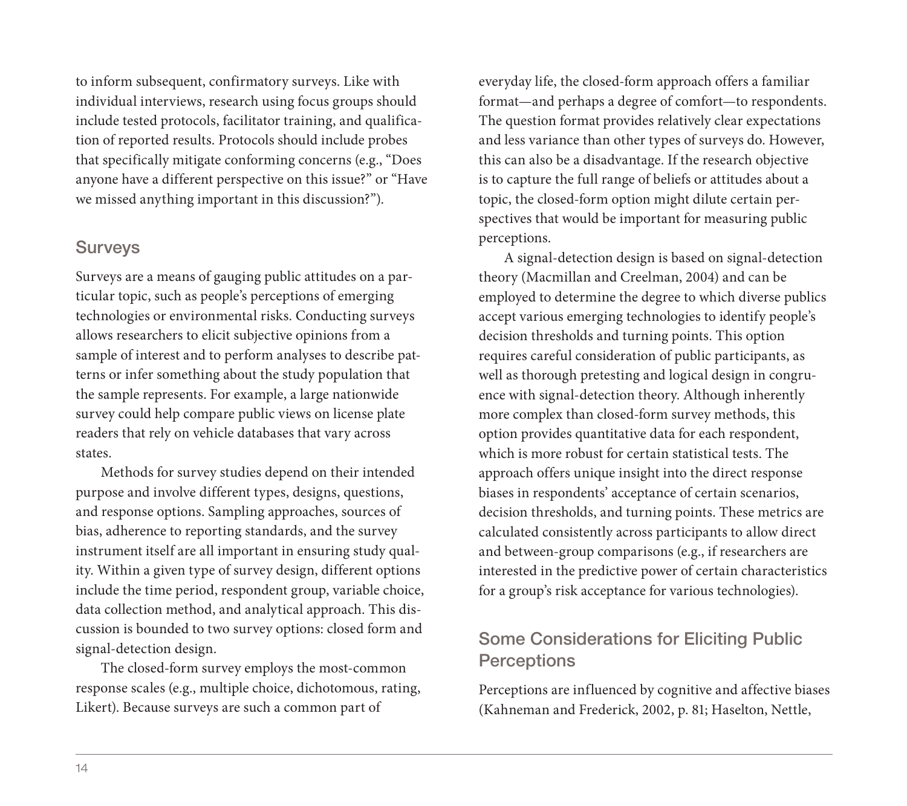to inform subsequent, confirmatory surveys. Like with individual interviews, research using focus groups should include tested protocols, facilitator training, and qualification of reported results. Protocols should include probes that specifically mitigate conforming concerns (e.g., "Does anyone have a different perspective on this issue?" or "Have we missed anything important in this discussion?").

## Surveys

Surveys are a means of gauging public attitudes on a particular topic, such as people's perceptions of emerging technologies or environmental risks. Conducting surveys allows researchers to elicit subjective opinions from a sample of interest and to perform analyses to describe patterns or infer something about the study population that the sample represents. For example, a large nationwide survey could help compare public views on license plate readers that rely on vehicle databases that vary across states.

Methods for survey studies depend on their intended purpose and involve different types, designs, questions, and response options. Sampling approaches, sources of bias, adherence to reporting standards, and the survey instrument itself are all important in ensuring study quality. Within a given type of survey design, different options include the time period, respondent group, variable choice, data collection method, and analytical approach. This discussion is bounded to two survey options: closed form and signal-detection design.

The closed-form survey employs the most-common response scales (e.g., multiple choice, dichotomous, rating, Likert). Because surveys are such a common part of everyday life, the closed-form approach offers a familiar format—and perhaps a degree of comfort—to respondents. The question format provides relatively clear expectations and less variance than other types of surveys do. However, this can also be a disadvantage. If the research objective is to capture the full range of beliefs or attitudes about a topic, the closed-form option might dilute certain perspectives that would be important for measuring public perceptions.

A signal-detection design is based on signal-detection theory (Macmillan and Creelman, 2004) and can be employed to determine the degree to which diverse publics accept various emerging technologies to identify people's decision thresholds and turning points. This option requires careful consideration of public participants, as well as thorough pretesting and logical design in congruence with signal-detection theory. Although inherently more complex than closed-form survey methods, this option provides quantitative data for each respondent, which is more robust for certain statistical tests. The approach offers unique insight into the direct response biases in respondents' acceptance of certain scenarios, decision thresholds, and turning points. These metrics are calculated consistently across participants to allow direct and between-group comparisons (e.g., if researchers are interested in the predictive power of certain characteristics for a group's risk acceptance for various technologies).

## Some Considerations for Eliciting Public Perceptions

Perceptions are influenced by cognitive and affective biases (Kahneman and Frederick, 2002, p. 81; Haselton, Nettle,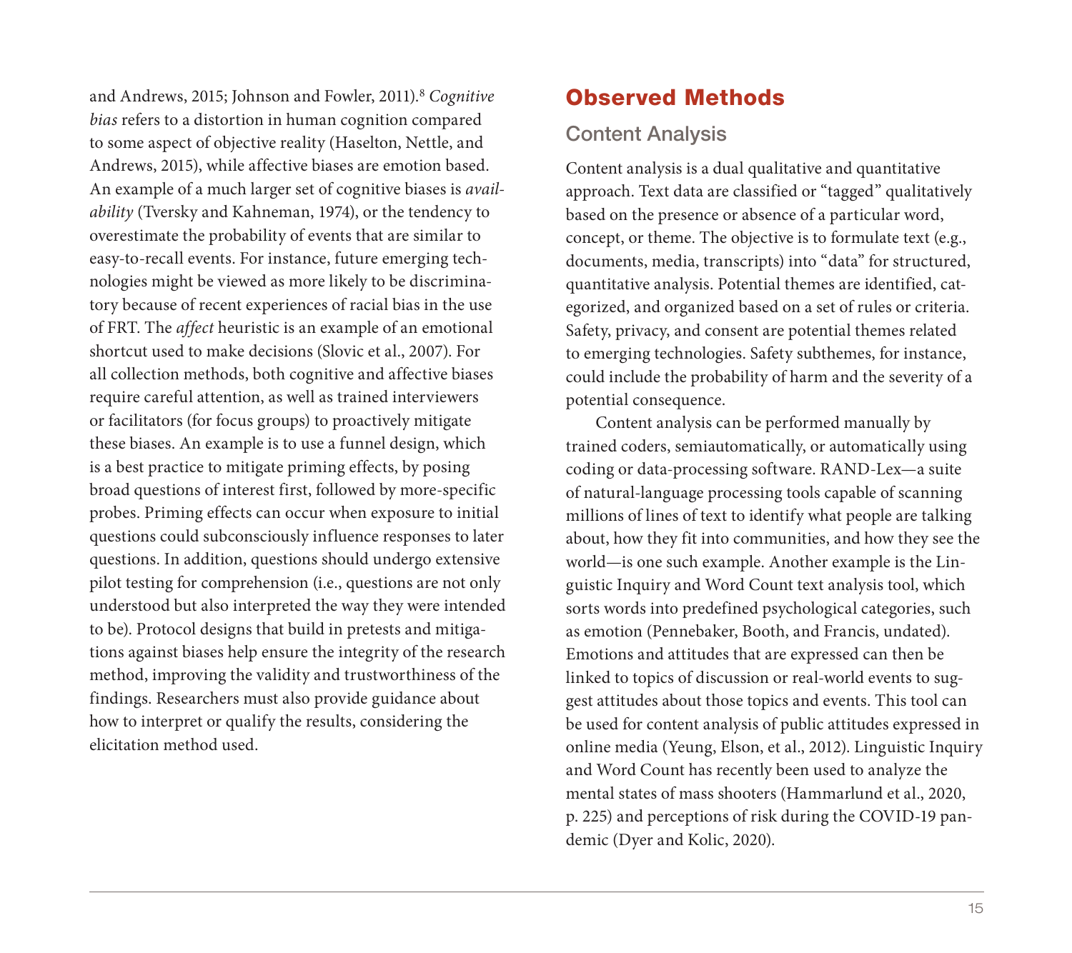and Andrews, 2015; Johnson and Fowler, 2011).[8] *Cognitive bias* refers to a distortion in human cognition compared to some aspect of objective reality (Haselton, Nettle, and Andrews, 2015), while affective biases are emotion based. An example of a much larger set of cognitive biases is *availability* (Tversky and Kahneman, 1974), or the tendency to overestimate the probability of events that are similar to easy-to-recall events. For instance, future emerging technologies might be viewed as more likely to be discriminatory because of recent experiences of racial bias in the use of FRT. The *affect* heuristic is an example of an emotional shortcut used to make decisions (Slovic et al., 2007). For all collection methods, both cognitive and affective biases require careful attention, as well as trained interviewers or facilitators (for focus groups) to proactively mitigate these biases. An example is to use a funnel design, which is a best practice to mitigate priming effects, by posing broad questions of interest first, followed by more-specific probes. Priming effects can occur when exposure to initial questions could subconsciously influence responses to later questions. In addition, questions should undergo extensive pilot testing for comprehension (i.e., questions are not only understood but also interpreted the way they were intended to be). Protocol designs that build in pretests and mitigations against biases help ensure the integrity of the research method, improving the validity and trustworthiness of the findings. Researchers must also provide guidance about how to interpret or qualify the results, considering the elicitation method used.

## Observed Methods

### Content Analysis

Content analysis is a dual qualitative and quantitative approach. Text data are classified or "tagged" qualitatively based on the presence or absence of a particular word, concept, or theme. The objective is to formulate text (e.g., documents, media, transcripts) into "data" for structured, quantitative analysis. Potential themes are identified, categorized, and organized based on a set of rules or criteria. Safety, privacy, and consent are potential themes related to emerging technologies. Safety subthemes, for instance, could include the probability of harm and the severity of a potential consequence.

Content analysis can be performed manually by trained coders, semiautomatically, or automatically using coding or data-processing software. RAND-Lex—a suite of natural-language processing tools capable of scanning millions of lines of text to identify what people are talking about, how they fit into communities, and how they see the world—is one such example. Another example is the Linguistic Inquiry and Word Count text analysis tool, which sorts words into predefined psychological categories, such as emotion (Pennebaker, Booth, and Francis, undated). Emotions and attitudes that are expressed can then be linked to topics of discussion or real-world events to suggest attitudes about those topics and events. This tool can be used for content analysis of public attitudes expressed in online media (Yeung, Elson, et al., 2012). Linguistic Inquiry and Word Count has recently been used to analyze the mental states of mass shooters (Hammarlund et al., 2020, p. 225) and perceptions of risk during the COVID-19 pandemic (Dyer and Kolic, 2020).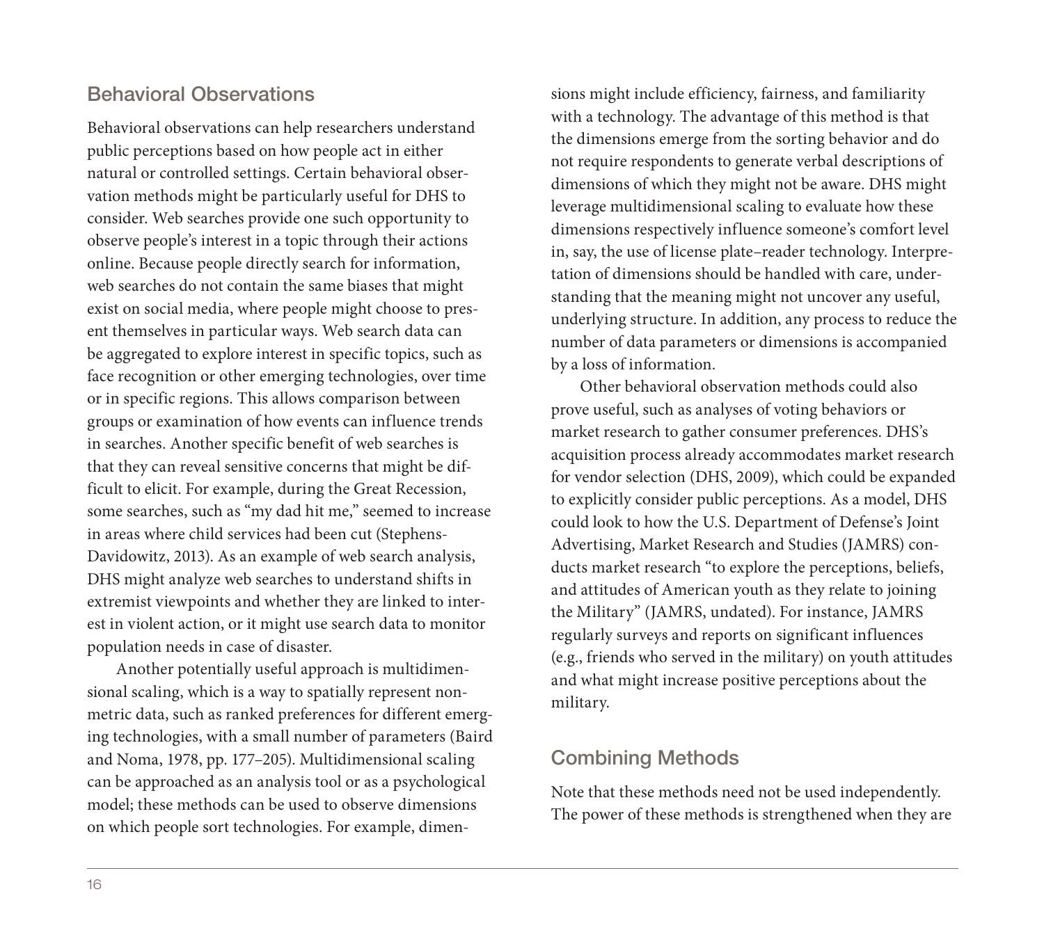## Behavioral Observations

Behavioral observations can help researchers understand public perceptions based on how people act in either natural or controlled settings. Certain behavioral observation methods might be particularly useful for DHS to consider. Web searches provide one such opportunity to observe people's interest in a topic through their actions online. Because people directly search for information, web searches do not contain the same biases that might exist on social media, where people might choose to present themselves in particular ways. Web search data can be aggregated to explore interest in specific topics, such as face recognition or other emerging technologies, over time or in specific regions. This allows comparison between groups or examination of how events can influence trends in searches. Another specific benefit of web searches is that they can reveal sensitive concerns that might be difficult to elicit. For example, during the Great Recession, some searches, such as "my dad hit me," seemed to increase in areas where child services had been cut (Stephens-Davidowitz, 2013). As an example of web search analysis, DHS might analyze web searches to understand shifts in extremist viewpoints and whether they are linked to interest in violent action, or it might use search data to monitor population needs in case of disaster.

Another potentially useful approach is multidimensional scaling, which is a way to spatially represent nonmetric data, such as ranked preferences for different emerging technologies, with a small number of parameters (Baird and Noma, 1978, pp. 177–205). Multidimensional scaling can be approached as an analysis tool or as a psychological model; these methods can be used to observe dimensions on which people sort technologies. For example, dimensions might include efficiency, fairness, and familiarity with a technology. The advantage of this method is that the dimensions emerge from the sorting behavior and do not require respondents to generate verbal descriptions of dimensions of which they might not be aware. DHS might leverage multidimensional scaling to evaluate how these dimensions respectively influence someone's comfort level in, say, the use of license plate–reader technology. Interpretation of dimensions should be handled with care, understanding that the meaning might not uncover any useful, underlying structure. In addition, any process to reduce the number of data parameters or dimensions is accompanied by a loss of information.

Other behavioral observation methods could also prove useful, such as analyses of voting behaviors or market research to gather consumer preferences. DHS's acquisition process already accommodates market research for vendor selection (DHS, 2009), which could be expanded to explicitly consider public perceptions. As a model, DHS could look to how the U.S. Department of Defense's Joint Advertising, Market Research and Studies (JAMRS) conducts market research "to explore the perceptions, beliefs, and attitudes of American youth as they relate to joining the Military" (JAMRS, undated). For instance, JAMRS regularly surveys and reports on significant influences (e.g., friends who served in the military) on youth attitudes and what might increase positive perceptions about the military.

## Combining Methods

Note that these methods need not be used independently. The power of these methods is strengthened when they are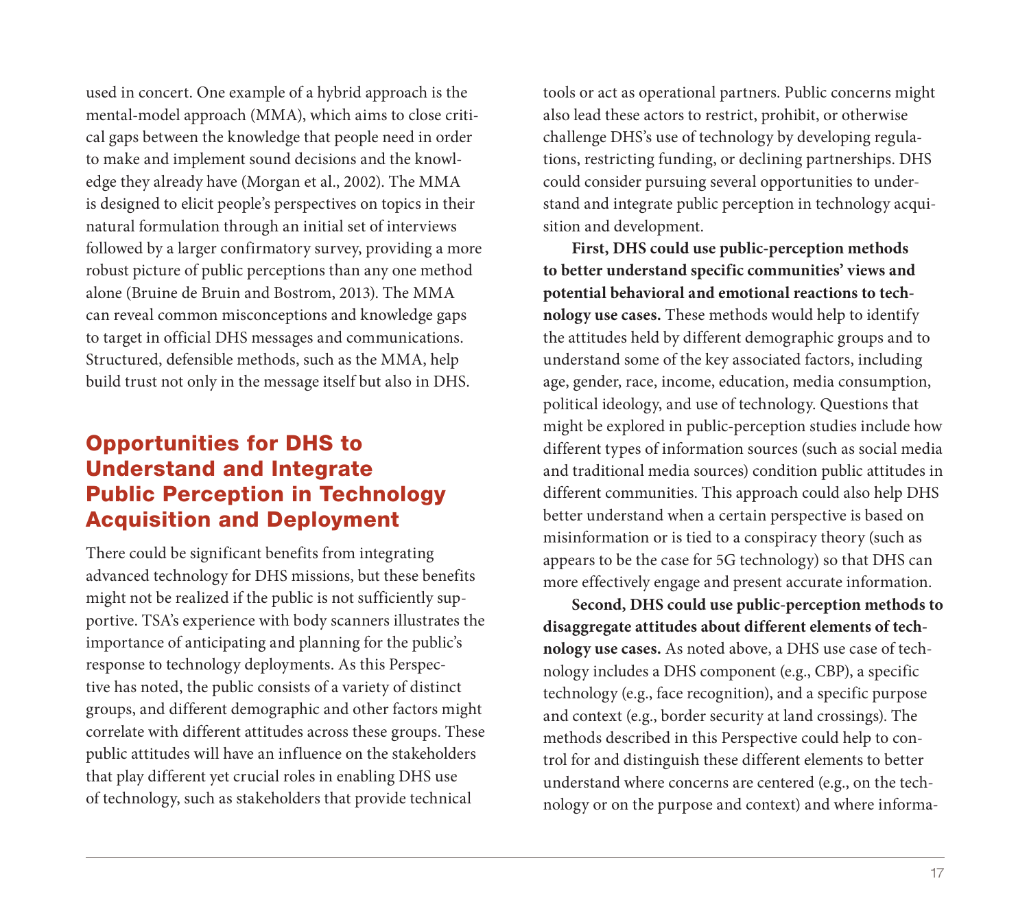used in concert. One example of a hybrid approach is the mental-model approach (MMA), which aims to close critical gaps between the knowledge that people need in order to make and implement sound decisions and the knowledge they already have (Morgan et al., 2002). The MMA is designed to elicit people's perspectives on topics in their natural formulation through an initial set of interviews followed by a larger confirmatory survey, providing a more robust picture of public perceptions than any one method alone (Bruine de Bruin and Bostrom, 2013). The MMA can reveal common misconceptions and knowledge gaps to target in official DHS messages and communications. Structured, defensible methods, such as the MMA, help build trust not only in the message itself but also in DHS.

## Opportunities for DHS to Understand and Integrate Public Perception in Technology Acquisition and Deployment

There could be significant benefits from integrating advanced technology for DHS missions, but these benefits might not be realized if the public is not sufficiently supportive. TSA's experience with body scanners illustrates the importance of anticipating and planning for the public's response to technology deployments. As this Perspective has noted, the public consists of a variety of distinct groups, and different demographic and other factors might correlate with different attitudes across these groups. These public attitudes will have an influence on the stakeholders that play different yet crucial roles in enabling DHS use of technology, such as stakeholders that provide technical tools or act as operational partners. Public concerns might also lead these actors to restrict, prohibit, or otherwise challenge DHS's use of technology by developing regulations, restricting funding, or declining partnerships. DHS could consider pursuing several opportunities to understand and integrate public perception in technology acquisition and development.

**First, DHS could use public-perception methods to better understand specific communities' views and potential behavioral and emotional reactions to technology use cases.** These methods would help to identify the attitudes held by different demographic groups and to understand some of the key associated factors, including age, gender, race, income, education, media consumption, political ideology, and use of technology. Questions that might be explored in public-perception studies include how different types of information sources (such as social media and traditional media sources) condition public attitudes in different communities. This approach could also help DHS better understand when a certain perspective is based on misinformation or is tied to a conspiracy theory (such as appears to be the case for 5G technology) so that DHS can more effectively engage and present accurate information.

**Second, DHS could use public-perception methods to disaggregate attitudes about different elements of technology use cases.** As noted above, a DHS use case of technology includes a DHS component (e.g., CBP), a specific technology (e.g., face recognition), and a specific purpose and context (e.g., border security at land crossings). The methods described in this Perspective could help to control for and distinguish these different elements to better understand where concerns are centered (e.g., on the technology or on the purpose and context) and where informa-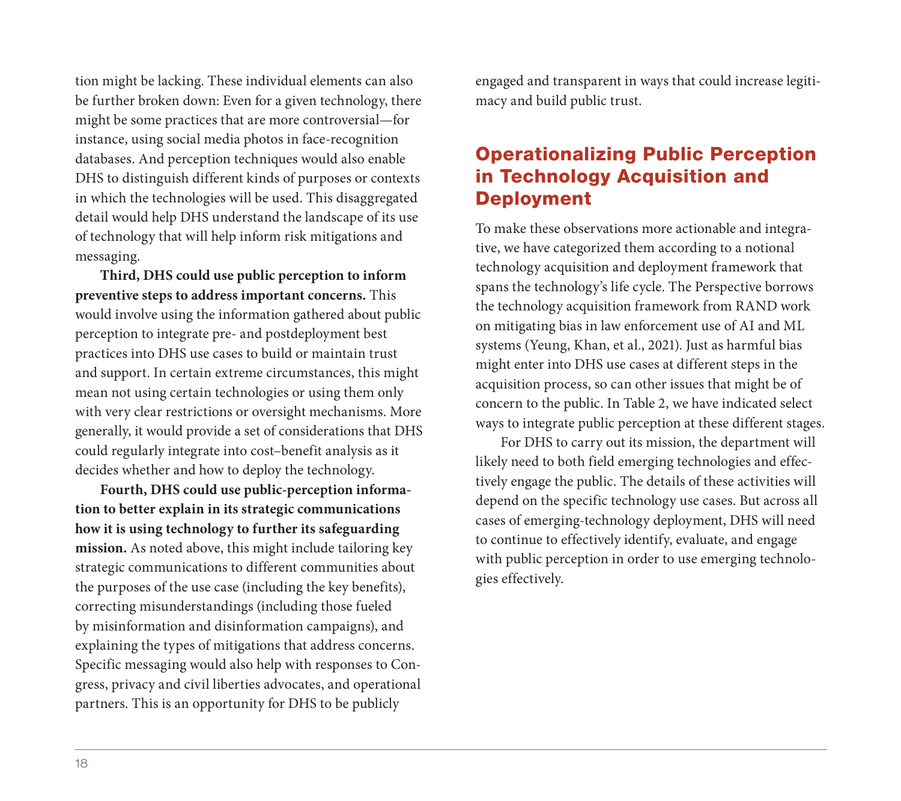tion might be lacking. These individual elements can also be further broken down: Even for a given technology, there might be some practices that are more controversial—for instance, using social media photos in face-recognition databases. And perception techniques would also enable DHS to distinguish different kinds of purposes or contexts in which the technologies will be used. This disaggregated detail would help DHS understand the landscape of its use of technology that will help inform risk mitigations and messaging.

**Third, DHS could use public perception to inform preventive steps to address important concerns.** This would involve using the information gathered about public perception to integrate pre- and postdeployment best practices into DHS use cases to build or maintain trust and support. In certain extreme circumstances, this might mean not using certain technologies or using them only with very clear restrictions or oversight mechanisms. More generally, it would provide a set of considerations that DHS could regularly integrate into cost–benefit analysis as it decides whether and how to deploy the technology.

**Fourth, DHS could use public-perception information to better explain in its strategic communications how it is using technology to further its safeguarding mission.** As noted above, this might include tailoring key strategic communications to different communities about the purposes of the use case (including the key benefits), correcting misunderstandings (including those fueled by misinformation and disinformation campaigns), and explaining the types of mitigations that address concerns. Specific messaging would also help with responses to Congress, privacy and civil liberties advocates, and operational partners. This is an opportunity for DHS to be publicly engaged and transparent in ways that could increase legitimacy and build public trust.

## Operationalizing Public Perception in Technology Acquisition and Deployment

To make these observations more actionable and integrative, we have categorized them according to a notional technology acquisition and deployment framework that spans the technology's life cycle. The Perspective borrows the technology acquisition framework from RAND work on mitigating bias in law enforcement use of AI and ML systems (Yeung, Khan, et al., 2021). Just as harmful bias might enter into DHS use cases at different steps in the acquisition process, so can other issues that might be of concern to the public. In Table 2, we have indicated select ways to integrate public perception at these different stages.

For DHS to carry out its mission, the department will likely need to both field emerging technologies and effectively engage the public. The details of these activities will depend on the specific technology use cases. But across all cases of emerging-technology deployment, DHS will need to continue to effectively identify, evaluate, and engage with public perception in order to use emerging technologies effectively.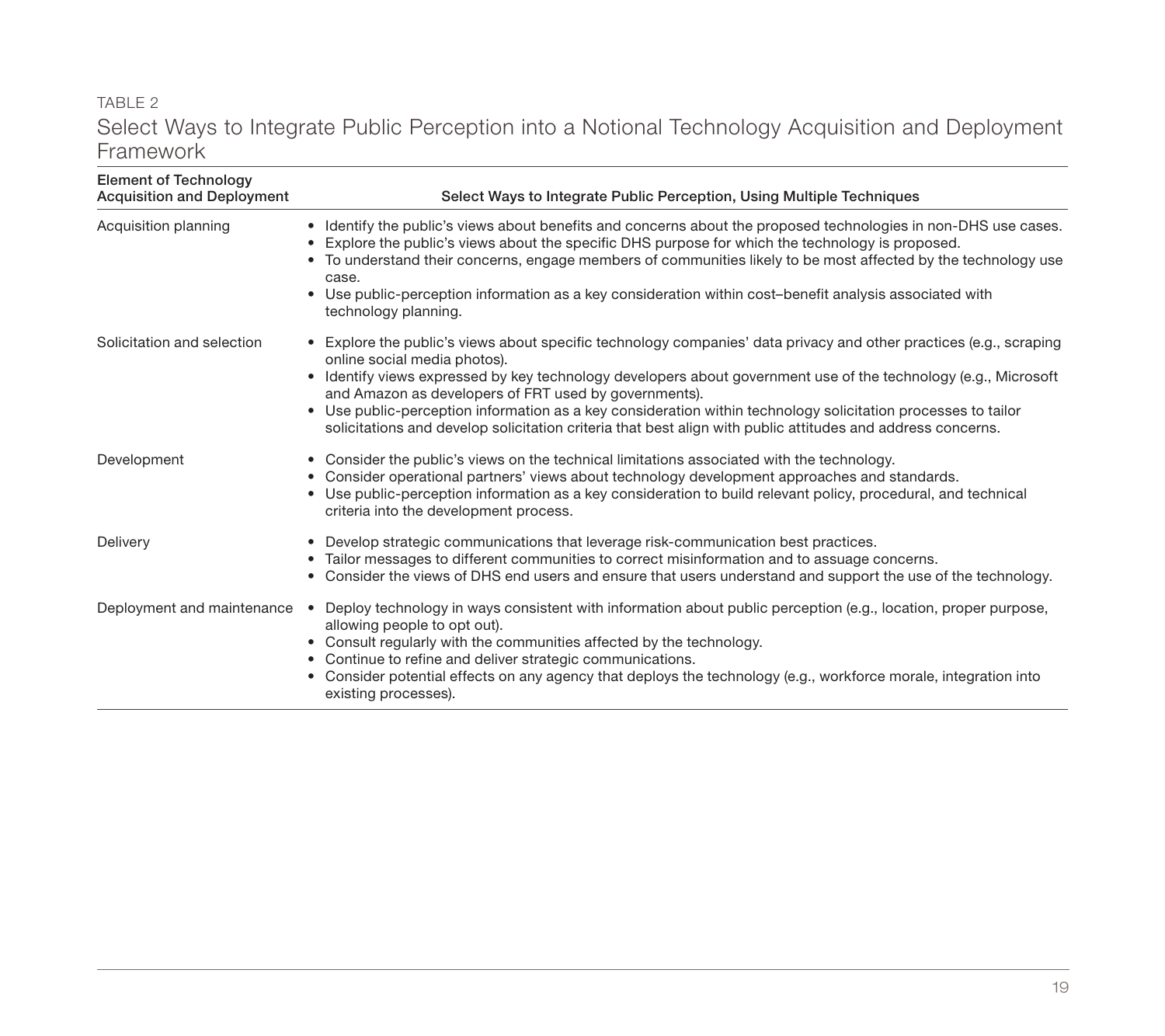TABLE 2

## Select Ways to Integrate Public Perception into a Notional Technology Acquisition and Deployment Framework

| Element of Technology Acquisition and Deployment | Select Ways to Integrate Public Perception, Using Multiple Techniques |
|---|---|
| Acquisition planning | • Identify the public's views about benefits and concerns about the proposed technologies in non-DHS use cases.<br>• Explore the public's views about the specific DHS purpose for which the technology is proposed.<br>• To understand their concerns, engage members of communities likely to be most affected by the technology use case.<br>• Use public-perception information as a key consideration within cost–benefit analysis associated with technology planning. |
| Solicitation and selection | • Explore the public's views about specific technology companies' data privacy and other practices (e.g., scraping online social media photos).<br>• Identify views expressed by key technology developers about government use of the technology (e.g., Microsoft and Amazon as developers of FRT used by governments).<br>• Use public-perception information as a key consideration within technology solicitation processes to tailor solicitations and develop solicitation criteria that best align with public attitudes and address concerns. |
| Development | • Consider the public's views on the technical limitations associated with the technology.<br>• Consider operational partners' views about technology development approaches and standards.<br>• Use public-perception information as a key consideration to build relevant policy, procedural, and technical criteria into the development process. |
| Delivery | • Develop strategic communications that leverage risk-communication best practices.<br>• Tailor messages to different communities to correct misinformation and to assuage concerns.<br>• Consider the views of DHS end users and ensure that users understand and support the use of the technology. |
| Deployment and maintenance | • Deploy technology in ways consistent with information about public perception (e.g., location, proper purpose, allowing people to opt out).<br>• Consult regularly with the communities affected by the technology.<br>• Continue to refine and deliver strategic communications.<br>• Consider potential effects on any agency that deploys the technology (e.g., workforce morale, integration into existing processes). |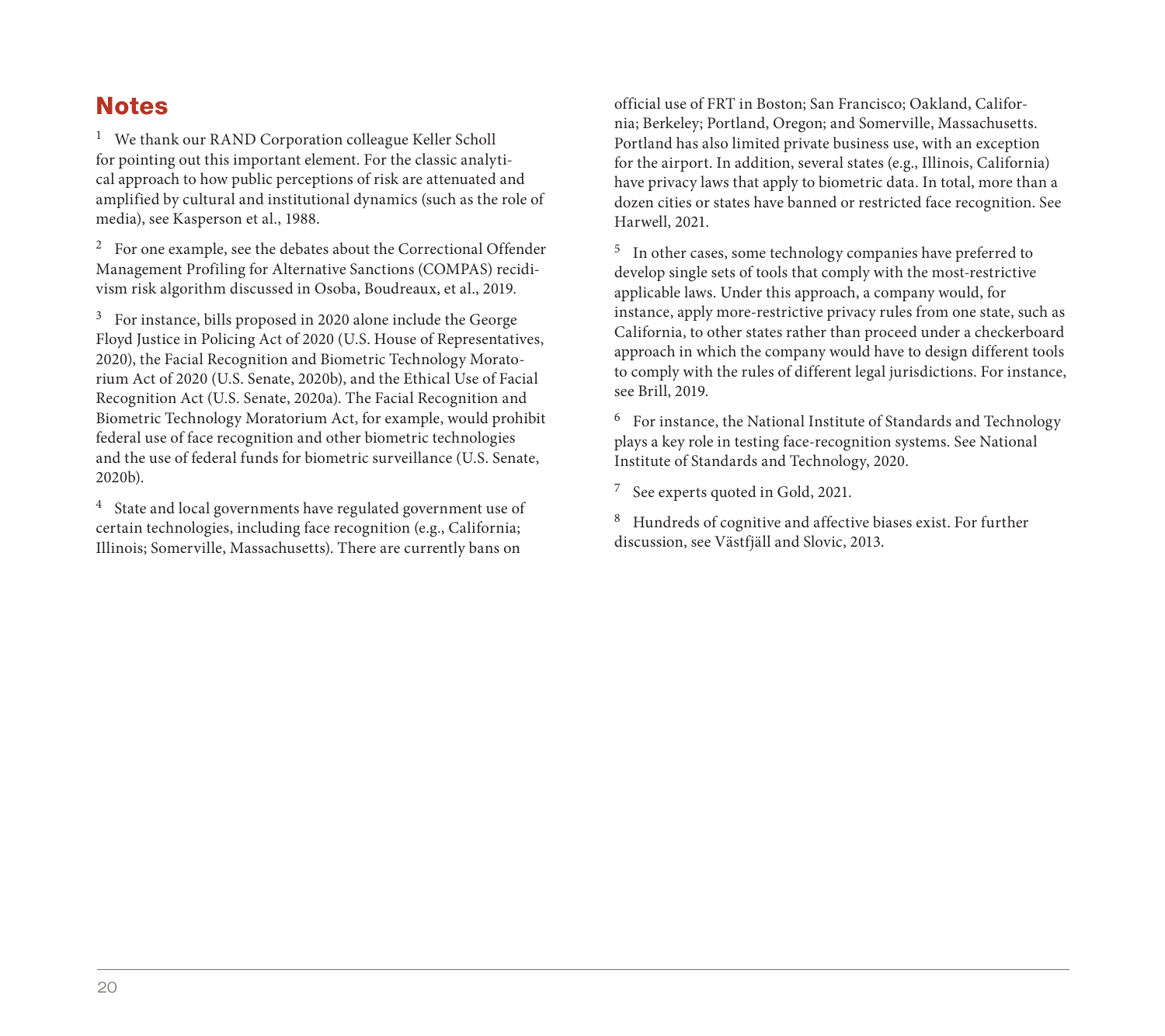## Notes

[1] We thank our RAND Corporation colleague Keller Scholl for pointing out this important element. For the classic analytical approach to how public perceptions of risk are attenuated and amplified by cultural and institutional dynamics (such as the role of media), see Kasperson et al., 1988.

[2] For one example, see the debates about the Correctional Offender Management Profiling for Alternative Sanctions (COMPAS) recidivism risk algorithm discussed in Osoba, Boudreaux, et al., 2019.

[3] For instance, bills proposed in 2020 alone include the George Floyd Justice in Policing Act of 2020 (U.S. House of Representatives, 2020), the Facial Recognition and Biometric Technology Moratorium Act of 2020 (U.S. Senate, 2020b), and the Ethical Use of Facial Recognition Act (U.S. Senate, 2020a). The Facial Recognition and Biometric Technology Moratorium Act, for example, would prohibit federal use of face recognition and other biometric technologies and the use of federal funds for biometric surveillance (U.S. Senate, 2020b).

[4] State and local governments have regulated government use of certain technologies, including face recognition (e.g., California; Illinois; Somerville, Massachusetts). There are currently bans on official use of FRT in Boston; San Francisco; Oakland, California; Berkeley; Portland, Oregon; and Somerville, Massachusetts. Portland has also limited private business use, with an exception for the airport. In addition, several states (e.g., Illinois, California) have privacy laws that apply to biometric data. In total, more than a dozen cities or states have banned or restricted face recognition. See Harwell, 2021.

[5] In other cases, some technology companies have preferred to develop single sets of tools that comply with the most-restrictive applicable laws. Under this approach, a company would, for instance, apply more-restrictive privacy rules from one state, such as California, to other states rather than proceed under a checkerboard approach in which the company would have to design different tools to comply with the rules of different legal jurisdictions. For instance, see Brill, 2019.

[6] For instance, the National Institute of Standards and Technology plays a key role in testing face-recognition systems. See National Institute of Standards and Technology, 2020.

[7] See experts quoted in Gold, 2021.

[8] Hundreds of cognitive and affective biases exist. For further discussion, see Västfjäll and Slovic, 2013.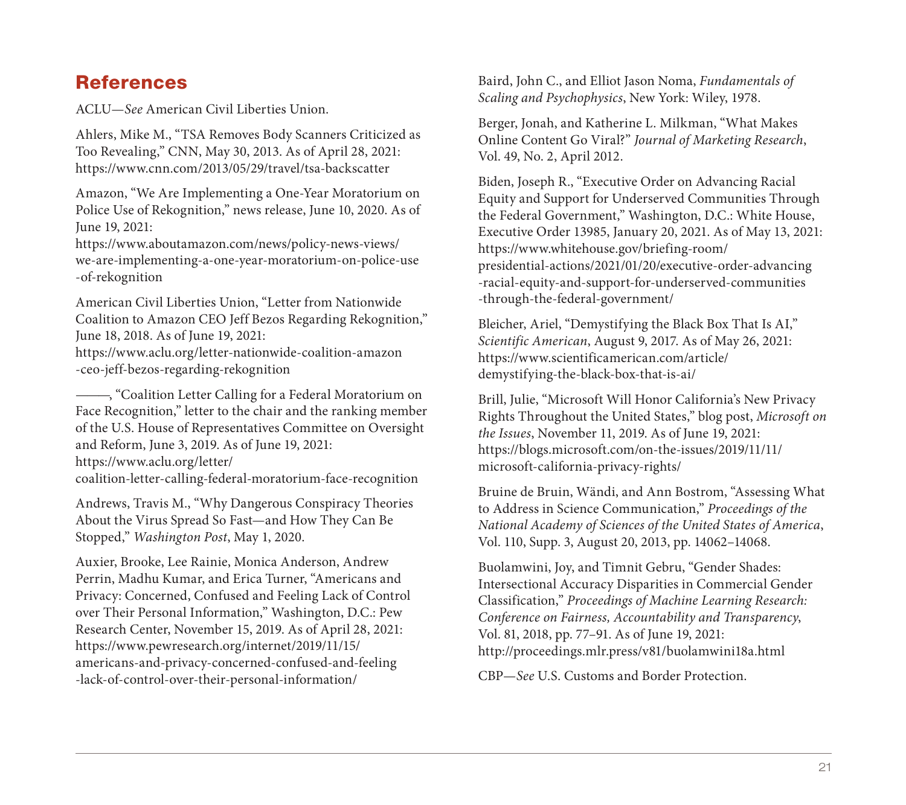## References

ACLU—*See* American Civil Liberties Union.

Ahlers, Mike M., "TSA Removes Body Scanners Criticized as Too Revealing," CNN, May 30, 2013. As of April 28, 2021: https://www.cnn.com/2013/05/29/travel/tsa-backscatter

Amazon, "We Are Implementing a One-Year Moratorium on Police Use of Rekognition," news release, June 10, 2020. As of June 19, 2021: https://www.aboutamazon.com/news/policy-news-views/we-are-implementing-a-one-year-moratorium-on-police-use-of-rekognition

American Civil Liberties Union, "Letter from Nationwide Coalition to Amazon CEO Jeff Bezos Regarding Rekognition," June 18, 2018. As of June 19, 2021: https://www.aclu.org/letter-nationwide-coalition-amazon-ceo-jeff-bezos-regarding-rekognition

———, "Coalition Letter Calling for a Federal Moratorium on Face Recognition," letter to the chair and the ranking member of the U.S. House of Representatives Committee on Oversight and Reform, June 3, 2019. As of June 19, 2021: https://www.aclu.org/letter/coalition-letter-calling-federal-moratorium-face-recognition

Andrews, Travis M., "Why Dangerous Conspiracy Theories About the Virus Spread So Fast—and How They Can Be Stopped," *Washington Post*, May 1, 2020.

Auxier, Brooke, Lee Rainie, Monica Anderson, Andrew Perrin, Madhu Kumar, and Erica Turner, "Americans and Privacy: Concerned, Confused and Feeling Lack of Control over Their Personal Information," Washington, D.C.: Pew Research Center, November 15, 2019. As of April 28, 2021: https://www.pewresearch.org/internet/2019/11/15/americans-and-privacy-concerned-confused-and-feeling-lack-of-control-over-their-personal-information/

Baird, John C., and Elliot Jason Noma, *Fundamentals of Scaling and Psychophysics*, New York: Wiley, 1978.

Berger, Jonah, and Katherine L. Milkman, "What Makes Online Content Go Viral?" *Journal of Marketing Research*, Vol. 49, No. 2, April 2012.

Biden, Joseph R., "Executive Order on Advancing Racial Equity and Support for Underserved Communities Through the Federal Government," Washington, D.C.: White House, Executive Order 13985, January 20, 2021. As of May 13, 2021: https://www.whitehouse.gov/briefing-room/presidential-actions/2021/01/20/executive-order-advancing-racial-equity-and-support-for-underserved-communities-through-the-federal-government/

Bleicher, Ariel, "Demystifying the Black Box That Is AI," *Scientific American*, August 9, 2017. As of May 26, 2021: https://www.scientificamerican.com/article/demystifying-the-black-box-that-is-ai/

Brill, Julie, "Microsoft Will Honor California's New Privacy Rights Throughout the United States," blog post, *Microsoft on the Issues*, November 11, 2019. As of June 19, 2021: https://blogs.microsoft.com/on-the-issues/2019/11/11/microsoft-california-privacy-rights/

Bruine de Bruin, Wändi, and Ann Bostrom, "Assessing What to Address in Science Communication," *Proceedings of the National Academy of Sciences of the United States of America*, Vol. 110, Supp. 3, August 20, 2013, pp. 14062–14068.

Buolamwini, Joy, and Timnit Gebru, "Gender Shades: Intersectional Accuracy Disparities in Commercial Gender Classification," *Proceedings of Machine Learning Research: Conference on Fairness, Accountability and Transparency*, Vol. 81, 2018, pp. 77–91. As of June 19, 2021: http://proceedings.mlr.press/v81/buolamwini18a.html

CBP—*See* U.S. Customs and Border Protection.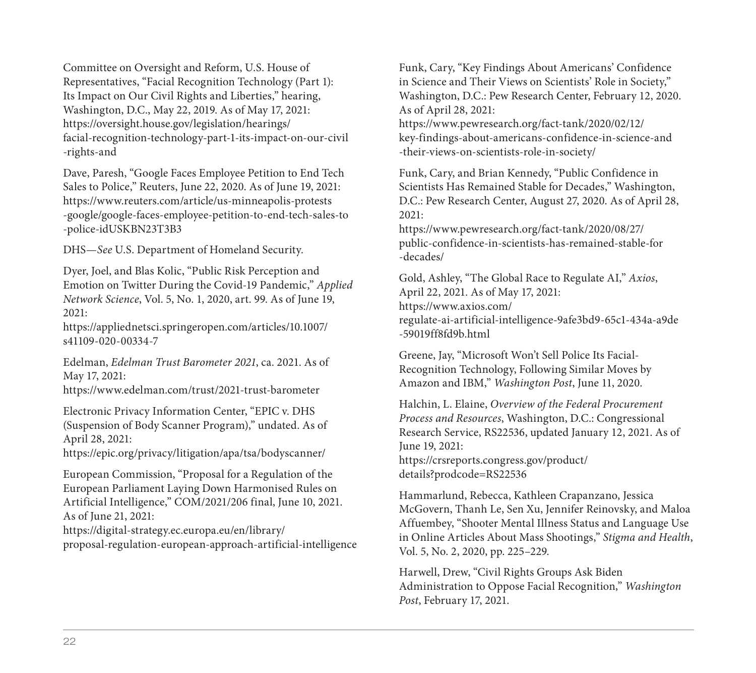Committee on Oversight and Reform, U.S. House of Representatives, "Facial Recognition Technology (Part 1): Its Impact on Our Civil Rights and Liberties," hearing, Washington, D.C., May 22, 2019. As of May 17, 2021: https://oversight.house.gov/legislation/hearings/facial-recognition-technology-part-1-its-impact-on-our-civil-rights-and

Dave, Paresh, "Google Faces Employee Petition to End Tech Sales to Police," Reuters, June 22, 2020. As of June 19, 2021: https://www.reuters.com/article/us-minneapolis-protests-google/google-faces-employee-petition-to-end-tech-sales-to-police-idUSKBN23T3B3

DHS—*See* U.S. Department of Homeland Security.

Dyer, Joel, and Blas Kolic, "Public Risk Perception and Emotion on Twitter During the Covid-19 Pandemic," *Applied Network Science*, Vol. 5, No. 1, 2020, art. 99. As of June 19, 2021: https://appliednetsci.springeropen.com/articles/10.1007/s41109-020-00334-7

Edelman, *Edelman Trust Barometer 2021*, ca. 2021. As of May 17, 2021: https://www.edelman.com/trust/2021-trust-barometer

Electronic Privacy Information Center, "EPIC v. DHS (Suspension of Body Scanner Program)," undated. As of April 28, 2021: https://epic.org/privacy/litigation/apa/tsa/bodyscanner/

European Commission, "Proposal for a Regulation of the European Parliament Laying Down Harmonised Rules on Artificial Intelligence," COM/2021/206 final, June 10, 2021. As of June 21, 2021: https://digital-strategy.ec.europa.eu/en/library/proposal-regulation-european-approach-artificial-intelligence

Funk, Cary, "Key Findings About Americans' Confidence in Science and Their Views on Scientists' Role in Society," Washington, D.C.: Pew Research Center, February 12, 2020. As of April 28, 2021: https://www.pewresearch.org/fact-tank/2020/02/12/key-findings-about-americans-confidence-in-science-and-their-views-on-scientists-role-in-society/

Funk, Cary, and Brian Kennedy, "Public Confidence in Scientists Has Remained Stable for Decades," Washington, D.C.: Pew Research Center, August 27, 2020. As of April 28, 2021: https://www.pewresearch.org/fact-tank/2020/08/27/public-confidence-in-scientists-has-remained-stable-for-decades/

Gold, Ashley, "The Global Race to Regulate AI," *Axios*, April 22, 2021. As of May 17, 2021: https://www.axios.com/regulate-ai-artificial-intelligence-9afe3bd9-65c1-434a-a9de-59019ff8fd9b.html

Greene, Jay, "Microsoft Won't Sell Police Its Facial-Recognition Technology, Following Similar Moves by Amazon and IBM," *Washington Post*, June 11, 2020.

Halchin, L. Elaine, *Overview of the Federal Procurement Process and Resources*, Washington, D.C.: Congressional Research Service, RS22536, updated January 12, 2021. As of June 19, 2021: https://crsreports.congress.gov/product/details?prodcode=RS22536

Hammarlund, Rebecca, Kathleen Crapanzano, Jessica McGovern, Thanh Le, Sen Xu, Jennifer Reinovsky, and Maloa Affuembey, "Shooter Mental Illness Status and Language Use in Online Articles About Mass Shootings," *Stigma and Health*, Vol. 5, No. 2, 2020, pp. 225–229.

Harwell, Drew, "Civil Rights Groups Ask Biden Administration to Oppose Facial Recognition," *Washington Post*, February 17, 2021.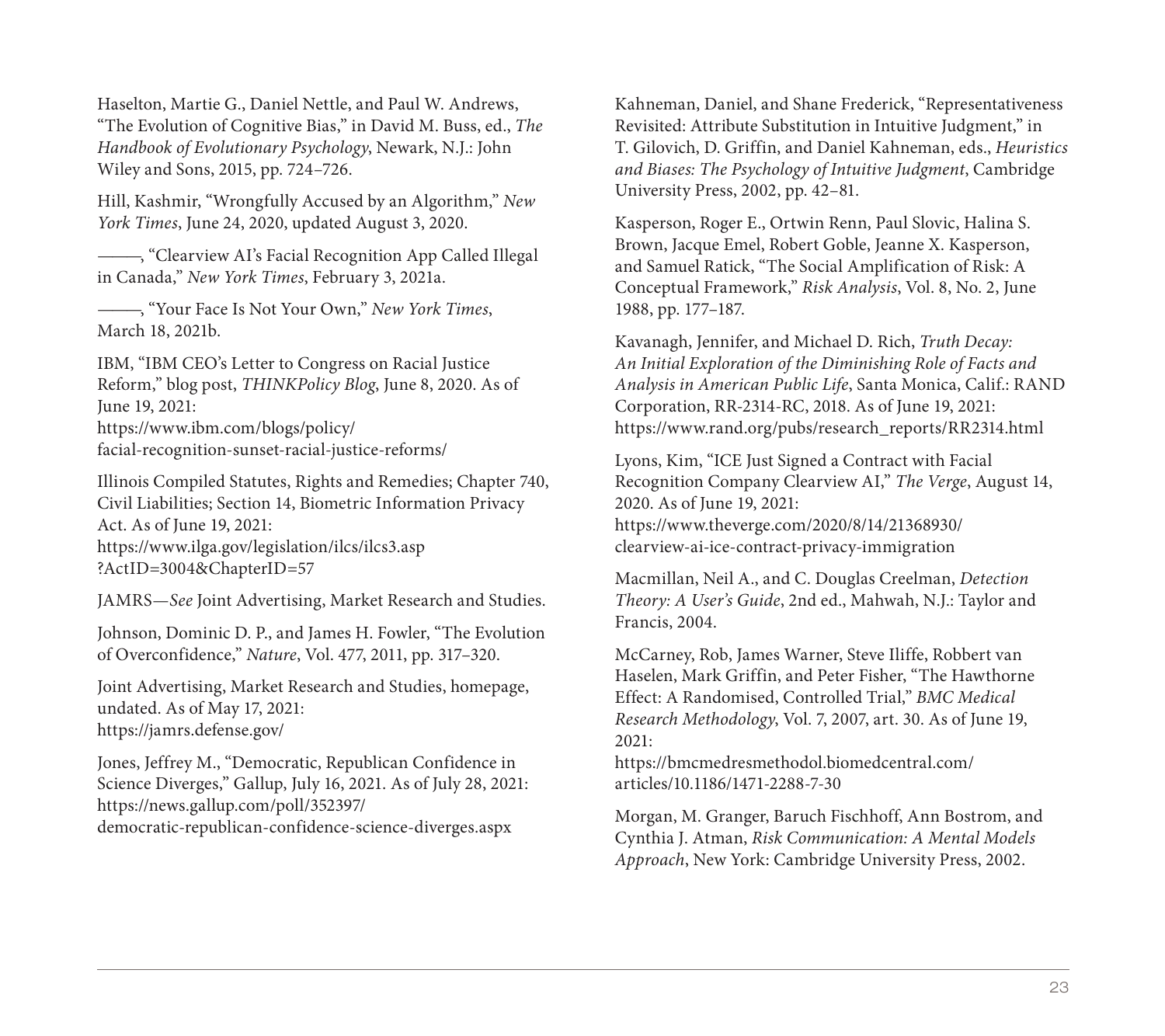Haselton, Martie G., Daniel Nettle, and Paul W. Andrews, "The Evolution of Cognitive Bias," in David M. Buss, ed., *The Handbook of Evolutionary Psychology*, Newark, N.J.: John Wiley and Sons, 2015, pp. 724–726.

Hill, Kashmir, "Wrongfully Accused by an Algorithm," *New York Times*, June 24, 2020, updated August 3, 2020.

———, "Clearview AI's Facial Recognition App Called Illegal in Canada," *New York Times*, February 3, 2021a.

———, "Your Face Is Not Your Own," *New York Times*, March 18, 2021b.

IBM, "IBM CEO's Letter to Congress on Racial Justice Reform," blog post, *THINKPolicy Blog*, June 8, 2020. As of June 19, 2021:
https://www.ibm.com/blogs/policy/facial-recognition-sunset-racial-justice-reforms/

Illinois Compiled Statutes, Rights and Remedies; Chapter 740, Civil Liabilities; Section 14, Biometric Information Privacy Act. As of June 19, 2021:
https://www.ilga.gov/legislation/ilcs/ilcs3.asp?ActID=3004&ChapterID=57

JAMRS—*See* Joint Advertising, Market Research and Studies.

Johnson, Dominic D. P., and James H. Fowler, "The Evolution of Overconfidence," *Nature*, Vol. 477, 2011, pp. 317–320.

Joint Advertising, Market Research and Studies, homepage, undated. As of May 17, 2021:
https://jamrs.defense.gov/

Jones, Jeffrey M., "Democratic, Republican Confidence in Science Diverges," Gallup, July 16, 2021. As of July 28, 2021:
https://news.gallup.com/poll/352397/democratic-republican-confidence-science-diverges.aspx

Kahneman, Daniel, and Shane Frederick, "Representativeness Revisited: Attribute Substitution in Intuitive Judgment," in T. Gilovich, D. Griffin, and Daniel Kahneman, eds., *Heuristics and Biases: The Psychology of Intuitive Judgment*, Cambridge University Press, 2002, pp. 42–81.

Kasperson, Roger E., Ortwin Renn, Paul Slovic, Halina S. Brown, Jacque Emel, Robert Goble, Jeanne X. Kasperson, and Samuel Ratick, "The Social Amplification of Risk: A Conceptual Framework," *Risk Analysis*, Vol. 8, No. 2, June 1988, pp. 177–187.

Kavanagh, Jennifer, and Michael D. Rich, *Truth Decay: An Initial Exploration of the Diminishing Role of Facts and Analysis in American Public Life*, Santa Monica, Calif.: RAND Corporation, RR-2314-RC, 2018. As of June 19, 2021:
https://www.rand.org/pubs/research_reports/RR2314.html

Lyons, Kim, "ICE Just Signed a Contract with Facial Recognition Company Clearview AI," *The Verge*, August 14, 2020. As of June 19, 2021:
https://www.theverge.com/2020/8/14/21368930/clearview-ai-ice-contract-privacy-immigration

Macmillan, Neil A., and C. Douglas Creelman, *Detection Theory: A User's Guide*, 2nd ed., Mahwah, N.J.: Taylor and Francis, 2004.

McCarney, Rob, James Warner, Steve Iliffe, Robbert van Haselen, Mark Griffin, and Peter Fisher, "The Hawthorne Effect: A Randomised, Controlled Trial," *BMC Medical Research Methodology*, Vol. 7, 2007, art. 30. As of June 19, 2021:
https://bmcmedresmethodol.biomedcentral.com/articles/10.1186/1471-2288-7-30

Morgan, M. Granger, Baruch Fischhoff, Ann Bostrom, and Cynthia J. Atman, *Risk Communication: A Mental Models Approach*, New York: Cambridge University Press, 2002.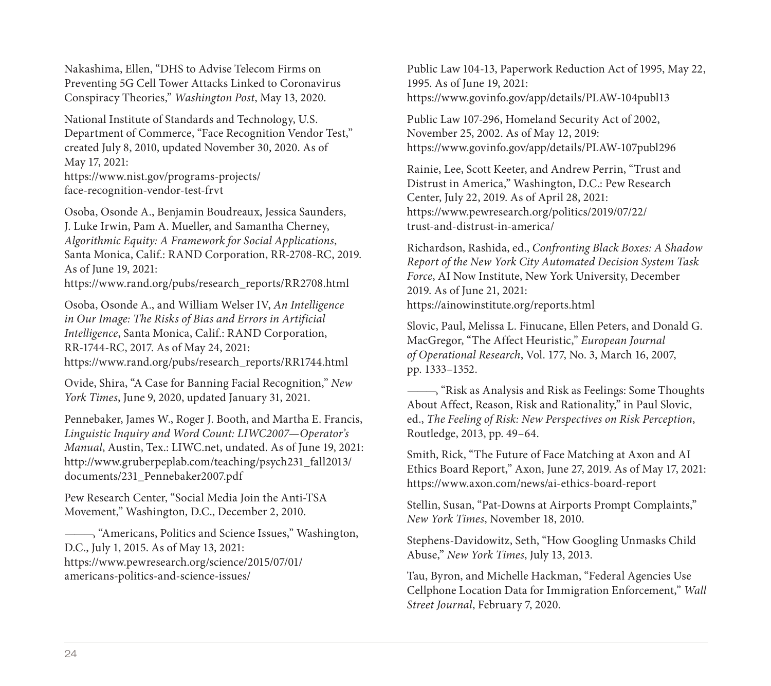Nakashima, Ellen, "DHS to Advise Telecom Firms on Preventing 5G Cell Tower Attacks Linked to Coronavirus Conspiracy Theories," *Washington Post*, May 13, 2020.

National Institute of Standards and Technology, U.S. Department of Commerce, "Face Recognition Vendor Test," created July 8, 2010, updated November 30, 2020. As of May 17, 2021:
https://www.nist.gov/programs-projects/face-recognition-vendor-test-frvt

Osoba, Osonde A., Benjamin Boudreaux, Jessica Saunders, J. Luke Irwin, Pam A. Mueller, and Samantha Cherney, *Algorithmic Equity: A Framework for Social Applications*, Santa Monica, Calif.: RAND Corporation, RR-2708-RC, 2019. As of June 19, 2021:
https://www.rand.org/pubs/research_reports/RR2708.html

Osoba, Osonde A., and William Welser IV, *An Intelligence in Our Image: The Risks of Bias and Errors in Artificial Intelligence*, Santa Monica, Calif.: RAND Corporation, RR-1744-RC, 2017. As of May 24, 2021:
https://www.rand.org/pubs/research_reports/RR1744.html

Ovide, Shira, "A Case for Banning Facial Recognition," *New York Times*, June 9, 2020, updated January 31, 2021.

Pennebaker, James W., Roger J. Booth, and Martha E. Francis, *Linguistic Inquiry and Word Count: LIWC2007—Operator's Manual*, Austin, Tex.: LIWC.net, undated. As of June 19, 2021:
http://www.gruberpeplab.com/teaching/psych231_fall2013/documents/231_Pennebaker2007.pdf

Pew Research Center, "Social Media Join the Anti-TSA Movement," Washington, D.C., December 2, 2010.

———, "Americans, Politics and Science Issues," Washington, D.C., July 1, 2015. As of May 13, 2021:
https://www.pewresearch.org/science/2015/07/01/americans-politics-and-science-issues/

Public Law 104-13, Paperwork Reduction Act of 1995, May 22, 1995. As of June 19, 2021:
https://www.govinfo.gov/app/details/PLAW-104publ13

Public Law 107-296, Homeland Security Act of 2002, November 25, 2002. As of May 12, 2019:
https://www.govinfo.gov/app/details/PLAW-107publ296

Rainie, Lee, Scott Keeter, and Andrew Perrin, "Trust and Distrust in America," Washington, D.C.: Pew Research Center, July 22, 2019. As of April 28, 2021:
https://www.pewresearch.org/politics/2019/07/22/trust-and-distrust-in-america/

Richardson, Rashida, ed., *Confronting Black Boxes: A Shadow Report of the New York City Automated Decision System Task Force*, AI Now Institute, New York University, December 2019. As of June 21, 2021:
https://ainowinstitute.org/reports.html

Slovic, Paul, Melissa L. Finucane, Ellen Peters, and Donald G. MacGregor, "The Affect Heuristic," *European Journal of Operational Research*, Vol. 177, No. 3, March 16, 2007, pp. 1333–1352.

———, "Risk as Analysis and Risk as Feelings: Some Thoughts About Affect, Reason, Risk and Rationality," in Paul Slovic, ed., *The Feeling of Risk: New Perspectives on Risk Perception*, Routledge, 2013, pp. 49–64.

Smith, Rick, "The Future of Face Matching at Axon and AI Ethics Board Report," Axon, June 27, 2019. As of May 17, 2021:
https://www.axon.com/news/ai-ethics-board-report

Stellin, Susan, "Pat-Downs at Airports Prompt Complaints," *New York Times*, November 18, 2010.

Stephens-Davidowitz, Seth, "How Googling Unmasks Child Abuse," *New York Times*, July 13, 2013.

Tau, Byron, and Michelle Hackman, "Federal Agencies Use Cellphone Location Data for Immigration Enforcement," *Wall Street Journal*, February 7, 2020.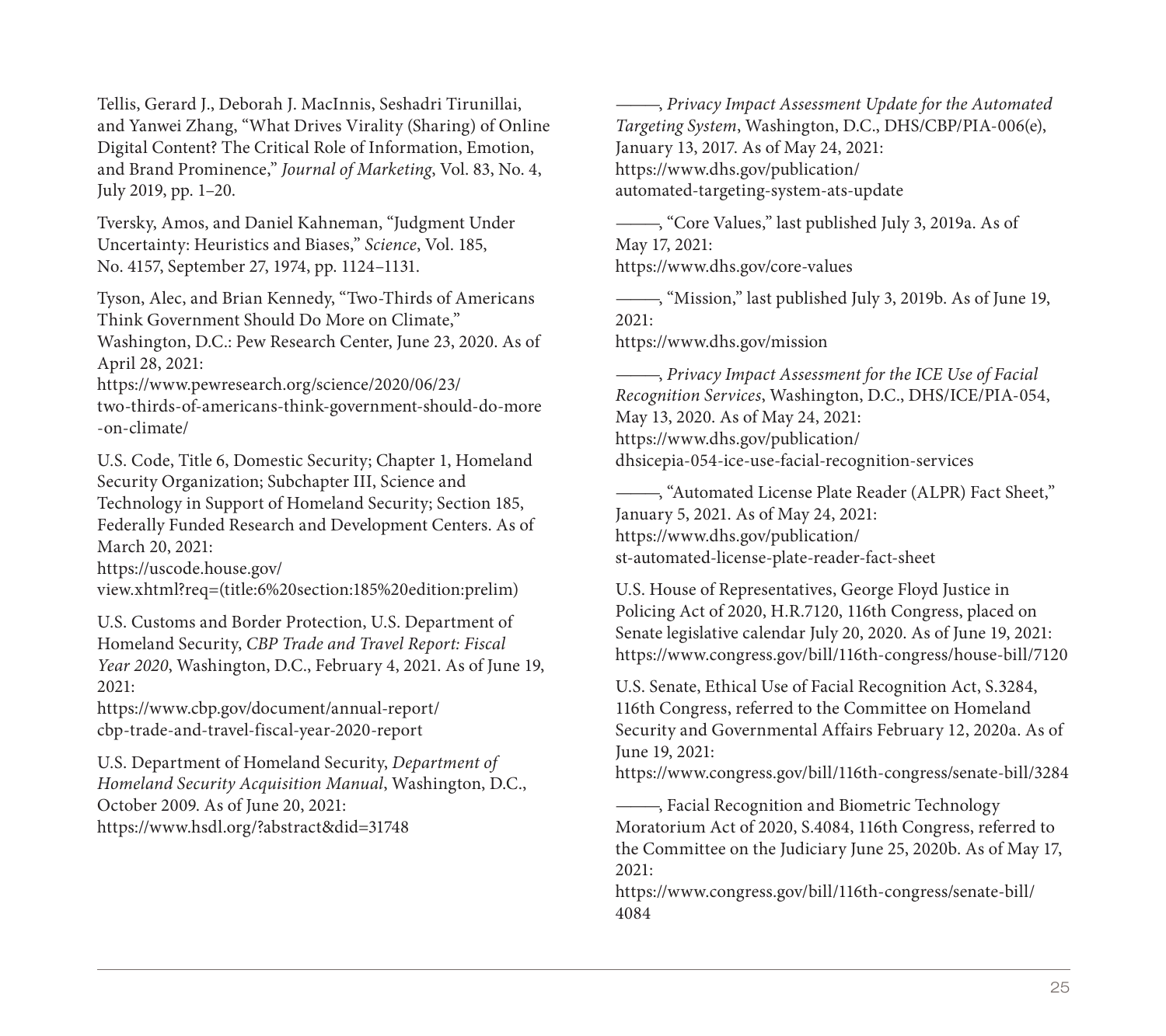Tellis, Gerard J., Deborah J. MacInnis, Seshadri Tirunillai, and Yanwei Zhang, "What Drives Virality (Sharing) of Online Digital Content? The Critical Role of Information, Emotion, and Brand Prominence," *Journal of Marketing*, Vol. 83, No. 4, July 2019, pp. 1–20.

Tversky, Amos, and Daniel Kahneman, "Judgment Under Uncertainty: Heuristics and Biases," *Science*, Vol. 185, No. 4157, September 27, 1974, pp. 1124–1131.

Tyson, Alec, and Brian Kennedy, "Two-Thirds of Americans Think Government Should Do More on Climate," Washington, D.C.: Pew Research Center, June 23, 2020. As of April 28, 2021: https://www.pewresearch.org/science/2020/06/23/two-thirds-of-americans-think-government-should-do-more-on-climate/

U.S. Code, Title 6, Domestic Security; Chapter 1, Homeland Security Organization; Subchapter III, Science and Technology in Support of Homeland Security; Section 185, Federally Funded Research and Development Centers. As of March 20, 2021: https://uscode.house.gov/view.xhtml?req=(title:6%20section:185%20edition:prelim)

U.S. Customs and Border Protection, U.S. Department of Homeland Security, *CBP Trade and Travel Report: Fiscal Year 2020*, Washington, D.C., February 4, 2021. As of June 19, 2021: https://www.cbp.gov/document/annual-report/cbp-trade-and-travel-fiscal-year-2020-report

U.S. Department of Homeland Security, *Department of Homeland Security Acquisition Manual*, Washington, D.C., October 2009. As of June 20, 2021: https://www.hsdl.org/?abstract&did=31748

———, *Privacy Impact Assessment Update for the Automated Targeting System*, Washington, D.C., DHS/CBP/PIA-006(e), January 13, 2017. As of May 24, 2021: https://www.dhs.gov/publication/automated-targeting-system-ats-update

———, "Core Values," last published July 3, 2019a. As of May 17, 2021: https://www.dhs.gov/core-values

———, "Mission," last published July 3, 2019b. As of June 19, 2021: https://www.dhs.gov/mission

———, *Privacy Impact Assessment for the ICE Use of Facial Recognition Services*, Washington, D.C., DHS/ICE/PIA-054, May 13, 2020. As of May 24, 2021: https://www.dhs.gov/publication/dhsicepia-054-ice-use-facial-recognition-services

———, "Automated License Plate Reader (ALPR) Fact Sheet," January 5, 2021. As of May 24, 2021: https://www.dhs.gov/publication/st-automated-license-plate-reader-fact-sheet

U.S. House of Representatives, George Floyd Justice in Policing Act of 2020, H.R.7120, 116th Congress, placed on Senate legislative calendar July 20, 2020. As of June 19, 2021: https://www.congress.gov/bill/116th-congress/house-bill/7120

U.S. Senate, Ethical Use of Facial Recognition Act, S.3284, 116th Congress, referred to the Committee on Homeland Security and Governmental Affairs February 12, 2020a. As of June 19, 2021: https://www.congress.gov/bill/116th-congress/senate-bill/3284

———, Facial Recognition and Biometric Technology Moratorium Act of 2020, S.4084, 116th Congress, referred to the Committee on the Judiciary June 25, 2020b. As of May 17, 2021: https://www.congress.gov/bill/116th-congress/senate-bill/4084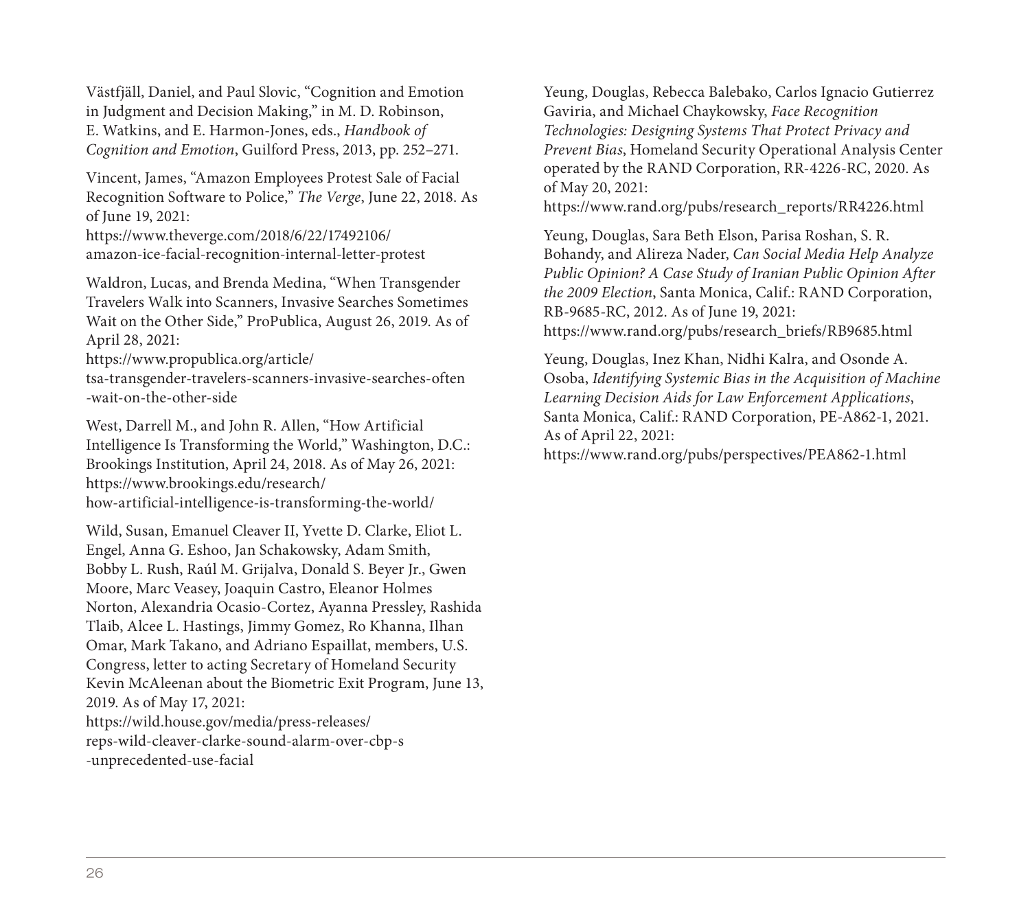Västfjäll, Daniel, and Paul Slovic, "Cognition and Emotion in Judgment and Decision Making," in M. D. Robinson, E. Watkins, and E. Harmon-Jones, eds., *Handbook of Cognition and Emotion*, Guilford Press, 2013, pp. 252–271.

Vincent, James, "Amazon Employees Protest Sale of Facial Recognition Software to Police," *The Verge*, June 22, 2018. As of June 19, 2021:
https://www.theverge.com/2018/6/22/17492106/amazon-ice-facial-recognition-internal-letter-protest

Waldron, Lucas, and Brenda Medina, "When Transgender Travelers Walk into Scanners, Invasive Searches Sometimes Wait on the Other Side," ProPublica, August 26, 2019. As of April 28, 2021:
https://www.propublica.org/article/tsa-transgender-travelers-scanners-invasive-searches-often-wait-on-the-other-side

West, Darrell M., and John R. Allen, "How Artificial Intelligence Is Transforming the World," Washington, D.C.: Brookings Institution, April 24, 2018. As of May 26, 2021:
https://www.brookings.edu/research/how-artificial-intelligence-is-transforming-the-world/

Wild, Susan, Emanuel Cleaver II, Yvette D. Clarke, Eliot L. Engel, Anna G. Eshoo, Jan Schakowsky, Adam Smith, Bobby L. Rush, Raúl M. Grijalva, Donald S. Beyer Jr., Gwen Moore, Marc Veasey, Joaquin Castro, Eleanor Holmes Norton, Alexandria Ocasio-Cortez, Ayanna Pressley, Rashida Tlaib, Alcee L. Hastings, Jimmy Gomez, Ro Khanna, Ilhan Omar, Mark Takano, and Adriano Espaillat, members, U.S. Congress, letter to acting Secretary of Homeland Security Kevin McAleenan about the Biometric Exit Program, June 13, 2019. As of May 17, 2021:
https://wild.house.gov/media/press-releases/reps-wild-cleaver-clarke-sound-alarm-over-cbp-s-unprecedented-use-facial

Yeung, Douglas, Rebecca Balebako, Carlos Ignacio Gutierrez Gaviria, and Michael Chaykowsky, *Face Recognition Technologies: Designing Systems That Protect Privacy and Prevent Bias*, Homeland Security Operational Analysis Center operated by the RAND Corporation, RR-4226-RC, 2020. As of May 20, 2021:
https://www.rand.org/pubs/research_reports/RR4226.html

Yeung, Douglas, Sara Beth Elson, Parisa Roshan, S. R. Bohandy, and Alireza Nader, *Can Social Media Help Analyze Public Opinion? A Case Study of Iranian Public Opinion After the 2009 Election*, Santa Monica, Calif.: RAND Corporation, RB-9685-RC, 2012. As of June 19, 2021:
https://www.rand.org/pubs/research_briefs/RB9685.html

Yeung, Douglas, Inez Khan, Nidhi Kalra, and Osonde A. Osoba, *Identifying Systemic Bias in the Acquisition of Machine Learning Decision Aids for Law Enforcement Applications*, Santa Monica, Calif.: RAND Corporation, PE-A862-1, 2021. As of April 22, 2021:
https://www.rand.org/pubs/perspectives/PEA862-1.html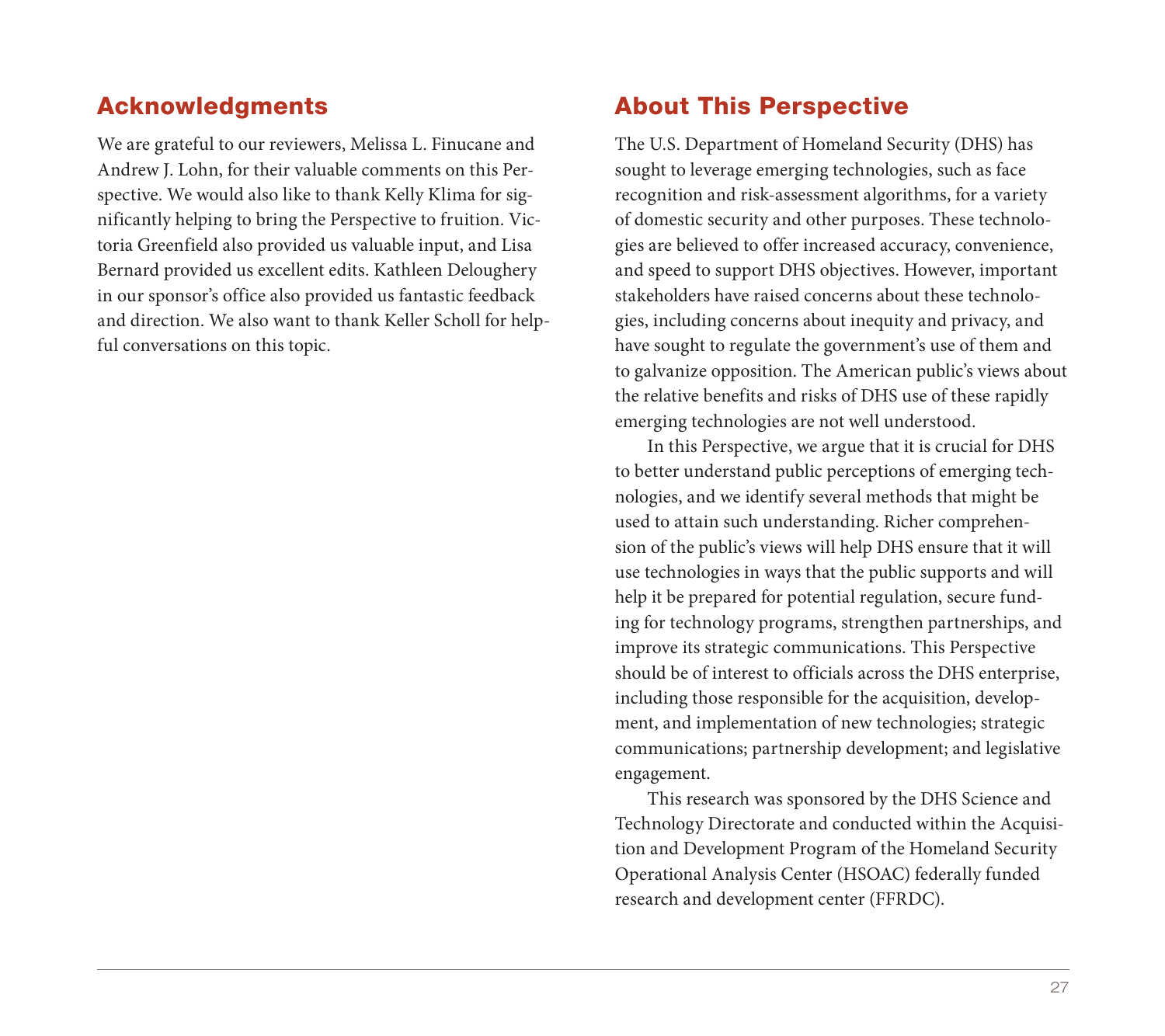## Acknowledgments

We are grateful to our reviewers, Melissa L. Finucane and Andrew J. Lohn, for their valuable comments on this Perspective. We would also like to thank Kelly Klima for significantly helping to bring the Perspective to fruition. Victoria Greenfield also provided us valuable input, and Lisa Bernard provided us excellent edits. Kathleen Deloughery in our sponsor's office also provided us fantastic feedback and direction. We also want to thank Keller Scholl for helpful conversations on this topic.

## About This Perspective

The U.S. Department of Homeland Security (DHS) has sought to leverage emerging technologies, such as face recognition and risk-assessment algorithms, for a variety of domestic security and other purposes. These technologies are believed to offer increased accuracy, convenience, and speed to support DHS objectives. However, important stakeholders have raised concerns about these technologies, including concerns about inequity and privacy, and have sought to regulate the government's use of them and to galvanize opposition. The American public's views about the relative benefits and risks of DHS use of these rapidly emerging technologies are not well understood.

In this Perspective, we argue that it is crucial for DHS to better understand public perceptions of emerging technologies, and we identify several methods that might be used to attain such understanding. Richer comprehension of the public's views will help DHS ensure that it will use technologies in ways that the public supports and will help it be prepared for potential regulation, secure funding for technology programs, strengthen partnerships, and improve its strategic communications. This Perspective should be of interest to officials across the DHS enterprise, including those responsible for the acquisition, development, and implementation of new technologies; strategic communications; partnership development; and legislative engagement.

This research was sponsored by the DHS Science and Technology Directorate and conducted within the Acquisition and Development Program of the Homeland Security Operational Analysis Center (HSOAC) federally funded research and development center (FFRDC).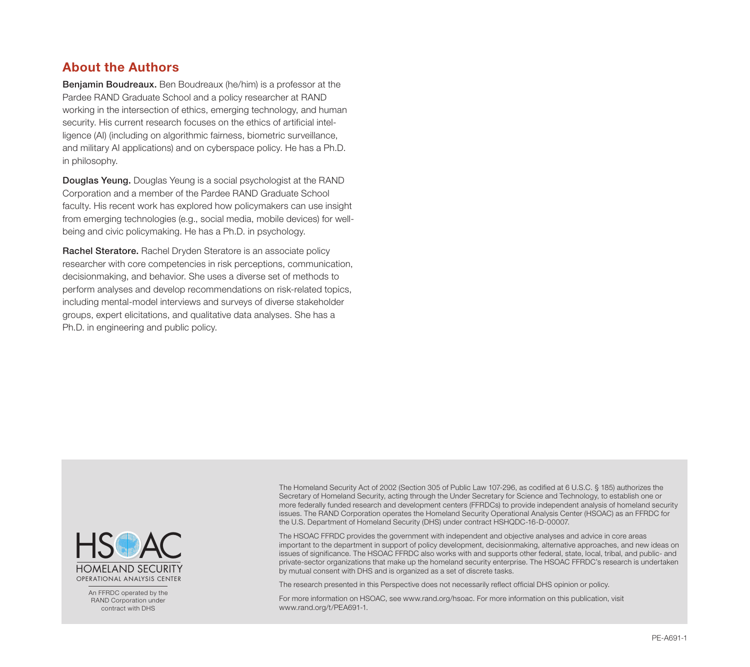## About the Authors

**Benjamin Boudreaux.** Ben Boudreaux (he/him) is a professor at the Pardee RAND Graduate School and a policy researcher at RAND working in the intersection of ethics, emerging technology, and human security. His current research focuses on the ethics of artificial intelligence (AI) (including on algorithmic fairness, biometric surveillance, and military AI applications) and on cyberspace policy. He has a Ph.D. in philosophy.

**Douglas Yeung.** Douglas Yeung is a social psychologist at the RAND Corporation and a member of the Pardee RAND Graduate School faculty. His recent work has explored how policymakers can use insight from emerging technologies (e.g., social media, mobile devices) for well-being and civic policymaking. He has a Ph.D. in psychology.

**Rachel Steratore.** Rachel Dryden Steratore is an associate policy researcher with core competencies in risk perceptions, communication, decisionmaking, and behavior. She uses a diverse set of methods to perform analyses and develop recommendations on risk-related topics, including mental-model interviews and surveys of diverse stakeholder groups, expert elicitations, and qualitative data analyses. She has a Ph.D. in engineering and public policy.

HSOAC
HOMELAND SECURITY
OPERATIONAL ANALYSIS CENTER

An FFRDC operated by the RAND Corporation under contract with DHS

The Homeland Security Act of 2002 (Section 305 of Public Law 107-296, as codified at 6 U.S.C. § 185) authorizes the Secretary of Homeland Security, acting through the Under Secretary for Science and Technology, to establish one or more federally funded research and development centers (FFRDCs) to provide independent analysis of homeland security issues. The RAND Corporation operates the Homeland Security Operational Analysis Center (HSOAC) as an FFRDC for the U.S. Department of Homeland Security (DHS) under contract HSHQDC-16-D-00007.

The HSOAC FFRDC provides the government with independent and objective analyses and advice in core areas important to the department in support of policy development, decisionmaking, alternative approaches, and new ideas on issues of significance. The HSOAC FFRDC also works with and supports other federal, state, local, tribal, and public- and private-sector organizations that make up the homeland security enterprise. The HSOAC FFRDC's research is undertaken by mutual consent with DHS and is organized as a set of discrete tasks.

The research presented in this Perspective does not necessarily reflect official DHS opinion or policy.

For more information on HSOAC, see www.rand.org/hsoac. For more information on this publication, visit www.rand.org/t/PEA691-1.

PE-A691-1